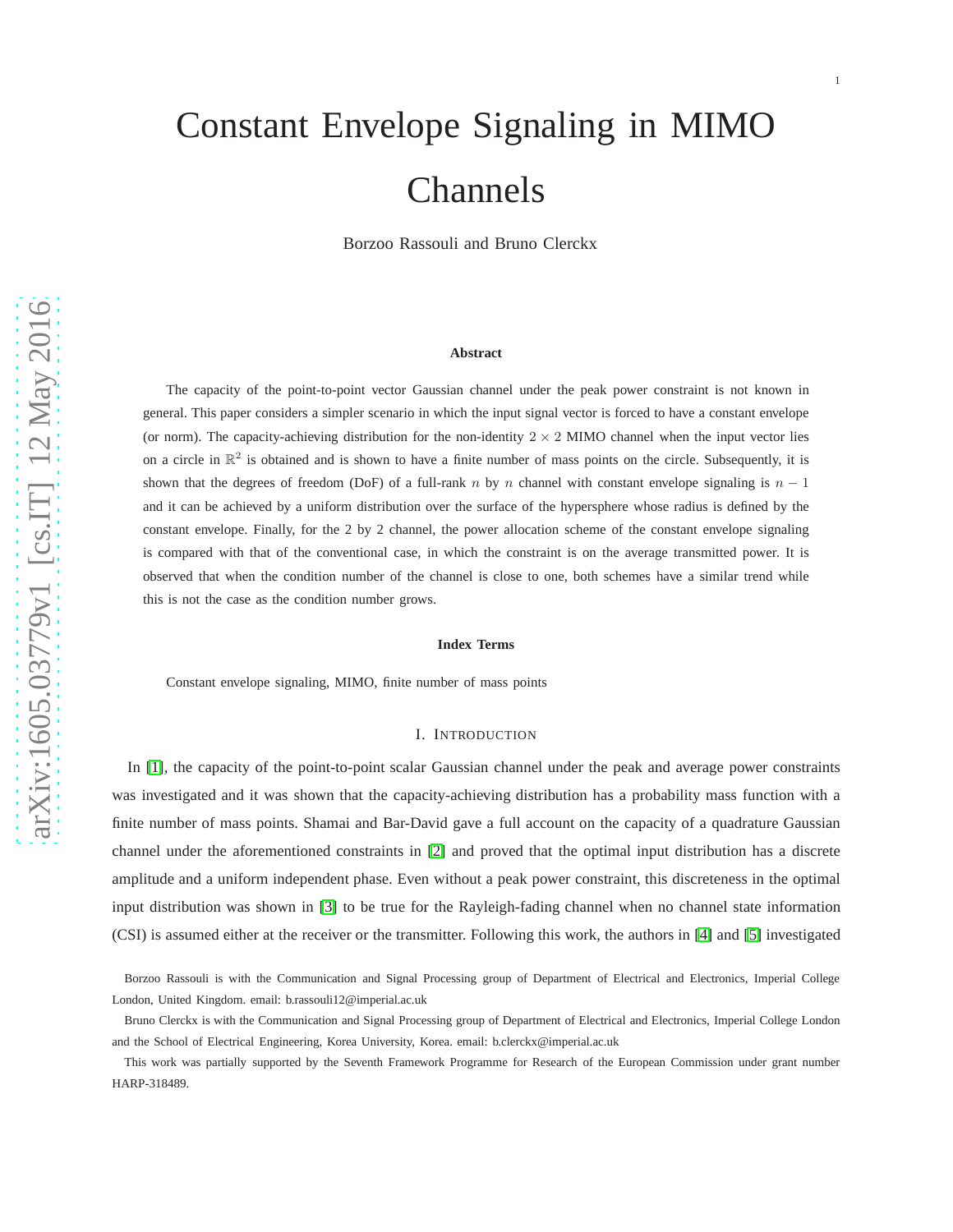# Constant Envelope Signaling in MIMO Channels

Borzoo Rassouli and Bruno Clerckx

**Abstract**

The capacity of the point-to-point vector Gaussian channel under the peak power constraint is not known in general. This paper considers a simpler scenario in which the input signal vector is forced to have a constant envelope (or norm). The capacity-achieving distribution for the non-identity $2 \times 2$ MIMO channel when the input vector lies on a circle in $\mathbb{R}^2$ is obtained and is shown to have a finite number of mass points on the circle. Subsequently, it is shown that the degrees of freedom (DoF) of a full-rank $n$ by $n$ channel with constant envelope signaling is $n-1$ and it can be achieved by a uniform distribution over the surface of the hypersphere whose radius is defined by the constant envelope. Finally, for the 2 by 2 channel, the power allocation scheme of the constant envelope signaling is compared with that of the conventional case, in which the constraint is on the average transmitted power. It is observed that when the condition number of the channel is close to one, both schemes have a similar trend while this is not the case as the condition number grows.

**Index Terms**

Constant envelope signaling, MIMO, finite number of mass points

## I. Introduction

In [1], the capacity of the point-to-point scalar Gaussian channel under the peak and average power constraints was investigated and it was shown that the capacity-achieving distribution has a probability mass function with a finite number of mass points. Shamai and Bar-David gave a full account on the capacity of a quadrature Gaussian channel under the aforementioned constraints in [2] and proved that the optimal input distribution has a discrete amplitude and a uniform independent phase. Even without a peak power constraint, this discreteness in the optimal input distribution was shown in [3] to be true for the Rayleigh-fading channel when no channel state information (CSI) is assumed either at the receiver or the transmitter. Following this work, the authors in [4] and [5] investigated

Borzoo Rassouli is with the Communication and Signal Processing group of Department of Electrical and Electronics, Imperial College London, United Kingdom. email: b.rassouli12@imperial.ac.uk

Bruno Clerckx is with the Communication and Signal Processing group of Department of Electrical and Electronics, Imperial College London and the School of Electrical Engineering, Korea University, Korea. email: b.clerckx@imperial.ac.uk

This work was partially supported by the Seventh Framework Programme for Research of the European Commission under grant number HARP-318489.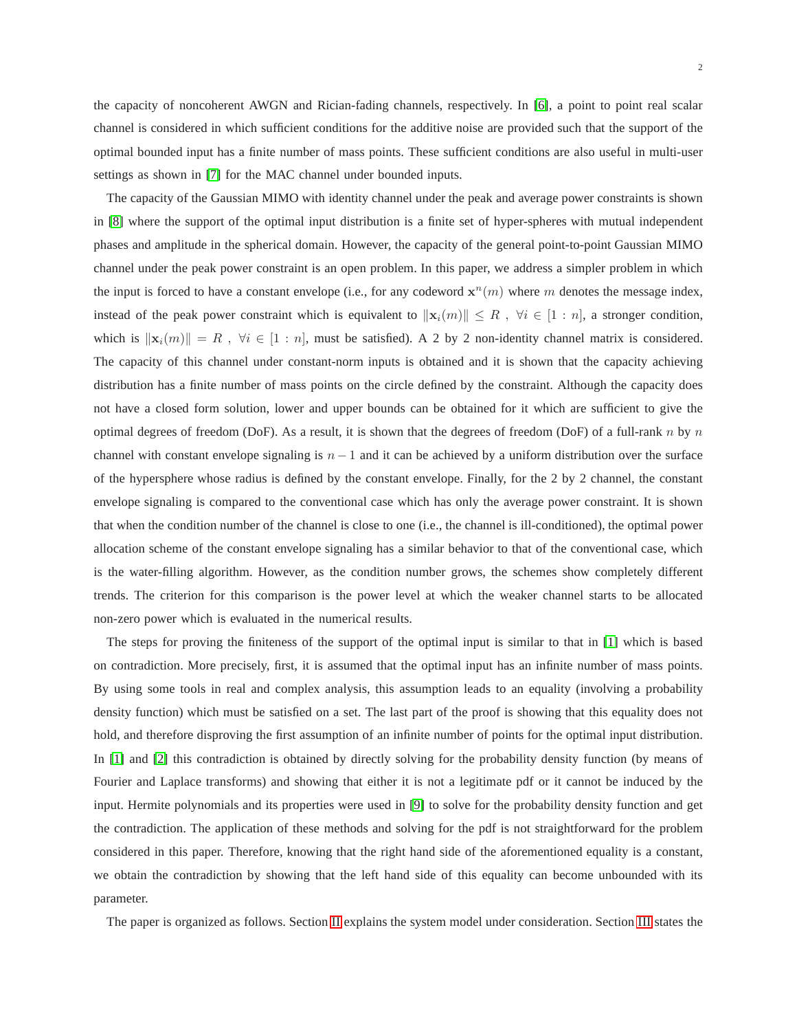the capacity of noncoherent AWGN and Rician-fading channels, respectively. In [6], a point to point real scalar channel is considered in which sufficient conditions for the additive noise are provided such that the support of the optimal bounded input has a finite number of mass points. These sufficient conditions are also useful in multi-user settings as shown in [7] for the MAC channel under bounded inputs.

The capacity of the Gaussian MIMO with identity channel under the peak and average power constraints is shown in [8] where the support of the optimal input distribution is a finite set of hyper-spheres with mutual independent phases and amplitude in the spherical domain. However, the capacity of the general point-to-point Gaussian MIMO channel under the peak power constraint is an open problem. In this paper, we address a simpler problem in which the input is forced to have a constant envelope (i.e., for any codeword $\mathbf{x}^n(m)$ where $m$ denotes the message index, instead of the peak power constraint which is equivalent to $\|\mathbf{x}_i(m)\| \leq R\ ,\ \forall i \in [1:n]$, a stronger condition, which is $\|\mathbf{x}_i(m)\| = R\ ,\ \forall i \in [1:n]$, must be satisfied). A 2 by 2 non-identity channel matrix is considered. The capacity of this channel under constant-norm inputs is obtained and it is shown that the capacity achieving distribution has a finite number of mass points on the circle defined by the constraint. Although the capacity does not have a closed form solution, lower and upper bounds can be obtained for it which are sufficient to give the optimal degrees of freedom (DoF). As a result, it is shown that the degrees of freedom (DoF) of a full-rank $n$ by $n$ channel with constant envelope signaling is $n-1$ and it can be achieved by a uniform distribution over the surface of the hypersphere whose radius is defined by the constant envelope. Finally, for the 2 by 2 channel, the constant envelope signaling is compared to the conventional case which has only the average power constraint. It is shown that when the condition number of the channel is close to one (i.e., the channel is ill-conditioned), the optimal power allocation scheme of the constant envelope signaling has a similar behavior to that of the conventional case, which is the water-filling algorithm. However, as the condition number grows, the schemes show completely different trends. The criterion for this comparison is the power level at which the weaker channel starts to be allocated non-zero power which is evaluated in the numerical results.

The steps for proving the finiteness of the support of the optimal input is similar to that in [1] which is based on contradiction. More precisely, first, it is assumed that the optimal input has an infinite number of mass points. By using some tools in real and complex analysis, this assumption leads to an equality (involving a probability density function) which must be satisfied on a set. The last part of the proof is showing that this equality does not hold, and therefore disproving the first assumption of an infinite number of points for the optimal input distribution. In [1] and [2] this contradiction is obtained by directly solving for the probability density function (by means of Fourier and Laplace transforms) and showing that either it is not a legitimate pdf or it cannot be induced by the input. Hermite polynomials and its properties were used in [9] to solve for the probability density function and get the contradiction. The application of these methods and solving for the pdf is not straightforward for the problem considered in this paper. Therefore, knowing that the right hand side of the aforementioned equality is a constant, we obtain the contradiction by showing that the left hand side of this equality can become unbounded with its parameter.

The paper is organized as follows. Section II explains the system model under consideration. Section III states the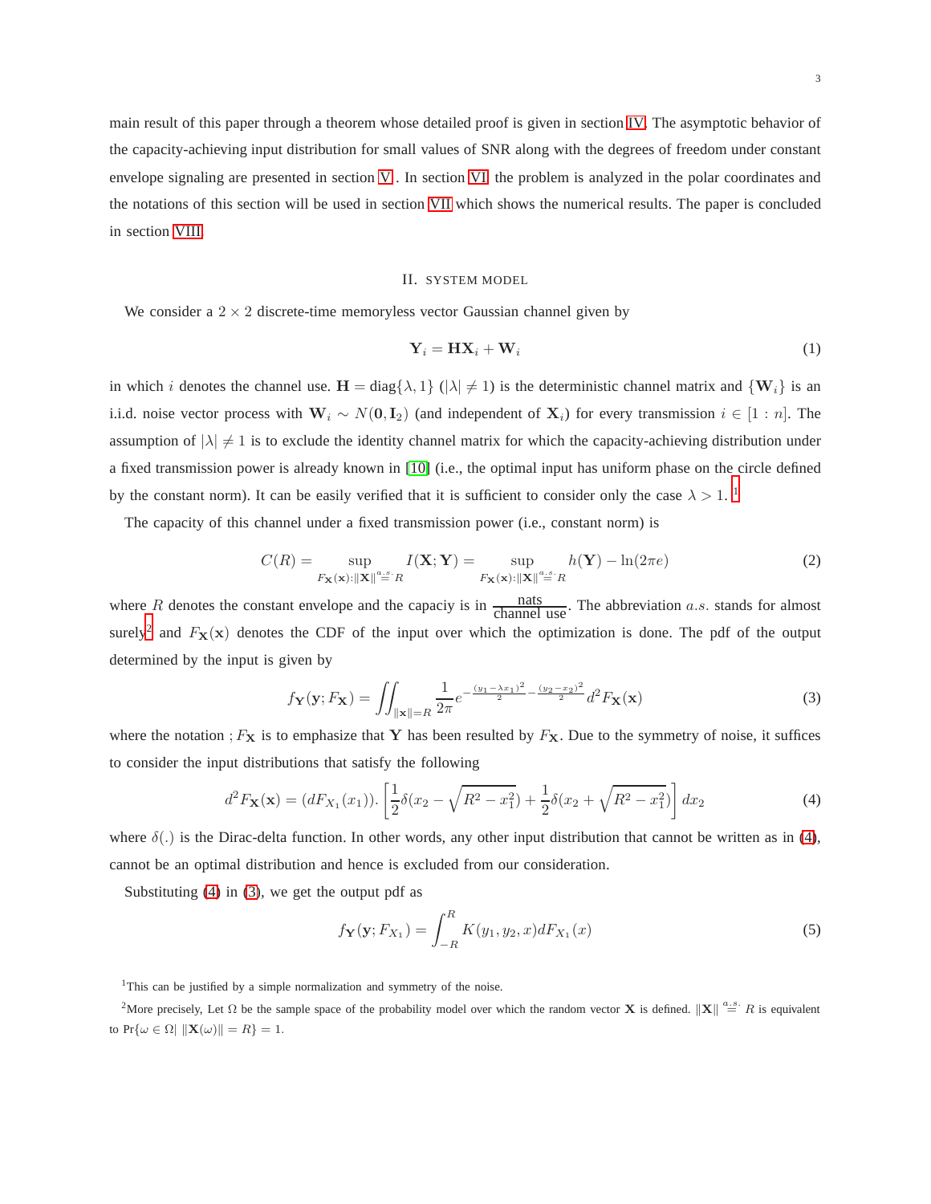main result of this paper through a theorem whose detailed proof is given in section IV. The asymptotic behavior of the capacity-achieving input distribution for small values of SNR along with the degrees of freedom under constant envelope signaling are presented in section V . In section VI the problem is analyzed in the polar coordinates and the notations of this section will be used in section VII which shows the numerical results. The paper is concluded in section VIII.

## II. System Model

We consider a $2 \times 2$ discrete-time memoryless vector Gaussian channel given by

$$\mathbf{Y}_i = \mathbf{H}\mathbf{X}_i + \mathbf{W}_i \tag{1}$$

in which $i$ denotes the channel use. $\mathbf{H} = \text{diag}\{\lambda, 1\}$ ($|\lambda| \neq 1$) is the deterministic channel matrix and $\{\mathbf{W}_i\}$ is an i.i.d. noise vector process with $\mathbf{W}_i \sim N(\mathbf{0}, \mathbf{I}_2)$ (and independent of $\mathbf{X}_i$) for every transmission $i \in [1:n]$. The assumption of $|\lambda| \neq 1$ is to exclude the identity channel matrix for which the capacity-achieving distribution under a fixed transmission power is already known in [10] (i.e., the optimal input has uniform phase on the circle defined by the constant norm). It can be easily verified that it is sufficient to consider only the case $\lambda > 1$. [1]

The capacity of this channel under a fixed transmission power (i.e., constant norm) is

$$C(R) = \sup_{F_{\mathbf{X}}(\mathbf{x}):\|\mathbf{X}\| \overset{a.s.}{=} R} I(\mathbf{X};\mathbf{Y}) = \sup_{F_{\mathbf{X}}(\mathbf{x}):\|\mathbf{X}\| \overset{a.s.}{=} R} h(\mathbf{Y}) - \ln(2\pi e) \tag{2}$$

where $R$ denotes the constant envelope and the capaciy is in $\frac{\text{nats}}{\text{channel use}}$. The abbreviation $a.s.$ stands for almost surely[2] and $F_{\mathbf{X}}(\mathbf{x})$ denotes the CDF of the input over which the optimization is done. The pdf of the output determined by the input is given by

$$f_{\mathbf{Y}}(\mathbf{y}; F_{\mathbf{X}}) = \iint_{\|\mathbf{x}\|=R} \frac{1}{2\pi} e^{-\frac{(y_1-\lambda x_1)^2}{2} - \frac{(y_2-x_2)^2}{2}} d^2 F_{\mathbf{X}}(\mathbf{x}) \tag{3}$$

where the notation $; F_{\mathbf{X}}$ is to emphasize that $\mathbf{Y}$ has been resulted by $F_{\mathbf{X}}$. Due to the symmetry of noise, it suffices to consider the input distributions that satisfy the following

$$d^2 F_{\mathbf{X}}(\mathbf{x}) = (dF_{X_1}(x_1)).\left[\frac{1}{2}\delta(x_2 - \sqrt{R^2 - x_1^2}) + \frac{1}{2}\delta(x_2 + \sqrt{R^2 - x_1^2})\right] dx_2 \tag{4}$$

where $\delta(.)$ is the Dirac-delta function. In other words, any other input distribution that cannot be written as in (4), cannot be an optimal distribution and hence is excluded from our consideration.

Substituting (4) in (3), we get the output pdf as

$$f_{\mathbf{Y}}(\mathbf{y}; F_{X_1}) = \int_{-R}^{R} K(y_1, y_2, x) dF_{X_1}(x) \tag{5}$$

[1] This can be justified by a simple normalization and symmetry of the noise.

[2] More precisely, Let $\Omega$ be the sample space of the probability model over which the random vector $\mathbf{X}$ is defined. $\|\mathbf{X}\| \overset{a.s.}{=} R$ is equivalent to $\Pr\{\omega \in \Omega | \ \|\mathbf{X}(\omega)\| = R\} = 1$.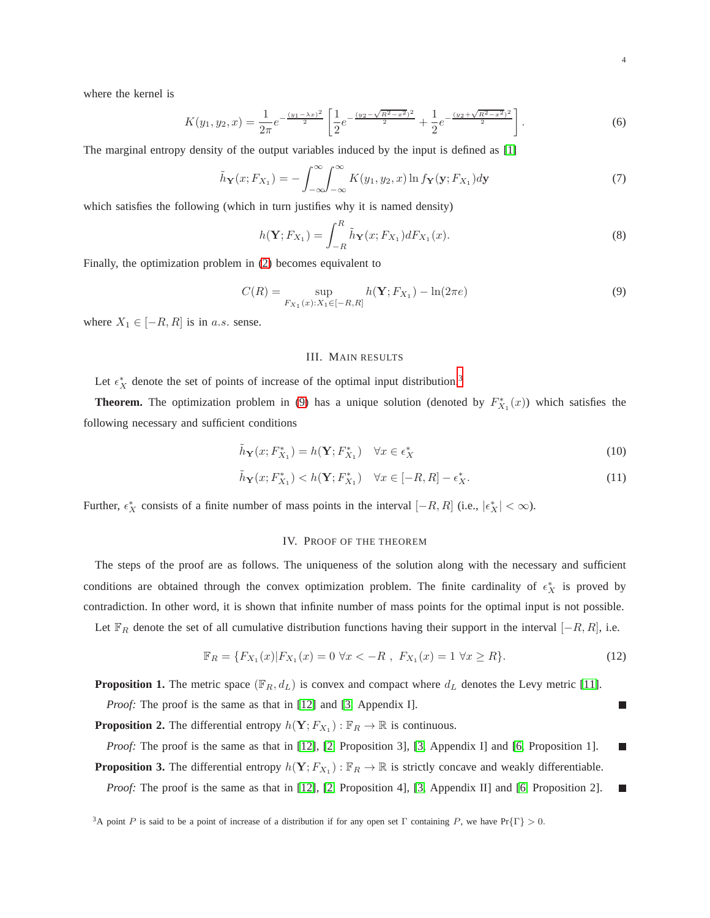where the kernel is

$$K(y_1, y_2, x) = \frac{1}{2\pi} e^{-\frac{(y_1 - \lambda x)^2}{2}} \left[ \frac{1}{2} e^{-\frac{(y_2 - \sqrt{R^2 - x^2})^2}{2}} + \frac{1}{2} e^{-\frac{(y_2 + \sqrt{R^2 - x^2})^2}{2}} \right]. \tag{6}$$

The marginal entropy density of the output variables induced by the input is defined as [1]

$$\tilde{h}_{\mathbf{Y}}(x; F_{X_1}) = -\int_{-\infty}^{\infty}\int_{-\infty}^{\infty} K(y_1, y_2, x) \ln f_{\mathbf{Y}}(\mathbf{y}; F_{X_1}) d\mathbf{y} \tag{7}$$

which satisfies the following (which in turn justifies why it is named density)

$$h(\mathbf{Y}; F_{X_1}) = \int_{-R}^{R} \tilde{h}_{\mathbf{Y}}(x; F_{X_1}) dF_{X_1}(x). \tag{8}$$

Finally, the optimization problem in (2) becomes equivalent to

$$C(R) = \sup_{F_{X_1}(x): X_1 \in [-R, R]} h(\mathbf{Y}; F_{X_1}) - \ln(2\pi e) \tag{9}$$

where $X_1 \in [-R, R]$ is in $a.s.$ sense.

## III. Main results

Let $\epsilon_X^*$ denote the set of points of increase of the optimal input distribution.[3]

**Theorem.** The optimization problem in (9) has a unique solution (denoted by $F_{X_1}^*(x)$) which satisfies the following necessary and sufficient conditions

$$\tilde{h}_{\mathbf{Y}}(x; F_{X_1}^*) = h(\mathbf{Y}; F_{X_1}^*) \quad \forall x \in \epsilon_X^* \tag{10}$$

$$\tilde{h}_{\mathbf{Y}}(x; F_{X_1}^*) < h(\mathbf{Y}; F_{X_1}^*) \quad \forall x \in [-R, R] - \epsilon_X^*. \tag{11}$$

Further, $\epsilon_X^*$ consists of a finite number of mass points in the interval $[-R, R]$ (i.e., $|\epsilon_X^*| < \infty$).

## IV. Proof of the theorem

The steps of the proof are as follows. The uniqueness of the solution along with the necessary and sufficient conditions are obtained through the convex optimization problem. The finite cardinality of $\epsilon_X^*$ is proved by contradiction. In other word, it is shown that infinite number of mass points for the optimal input is not possible.

Let $\mathbb{F}_R$ denote the set of all cumulative distribution functions having their support in the interval $[-R, R]$, i.e.

$$\mathbb{F}_R = \{F_{X_1}(x) | F_{X_1}(x) = 0 \ \forall x < -R \ , \ F_{X_1}(x) = 1 \ \forall x \geq R\}. \tag{12}$$

**Proposition 1.** The metric space $(\mathbb{F}_R, d_L)$ is convex and compact where $d_L$ denotes the Levy metric [11].

*Proof:* The proof is the same as that in [12] and [3, Appendix I]. ∎

**Proposition 2.** The differential entropy $h(\mathbf{Y}; F_{X_1}) : \mathbb{F}_R \to \mathbb{R}$ is continuous.

*Proof:* The proof is the same as that in [12], [2, Proposition 3], [3, Appendix I] and [6, Proposition 1]. ∎

**Proposition 3.** The differential entropy $h(\mathbf{Y}; F_{X_1}) : \mathbb{F}_R \to \mathbb{R}$ is strictly concave and weakly differentiable.

*Proof:* The proof is the same as that in [12], [2, Proposition 4], [3, Appendix II] and [6, Proposition 2]. ∎

[3] A point $P$ is said to be a point of increase of a distribution if for any open set $\Gamma$ containing $P$, we have $\Pr\{\Gamma\} > 0$.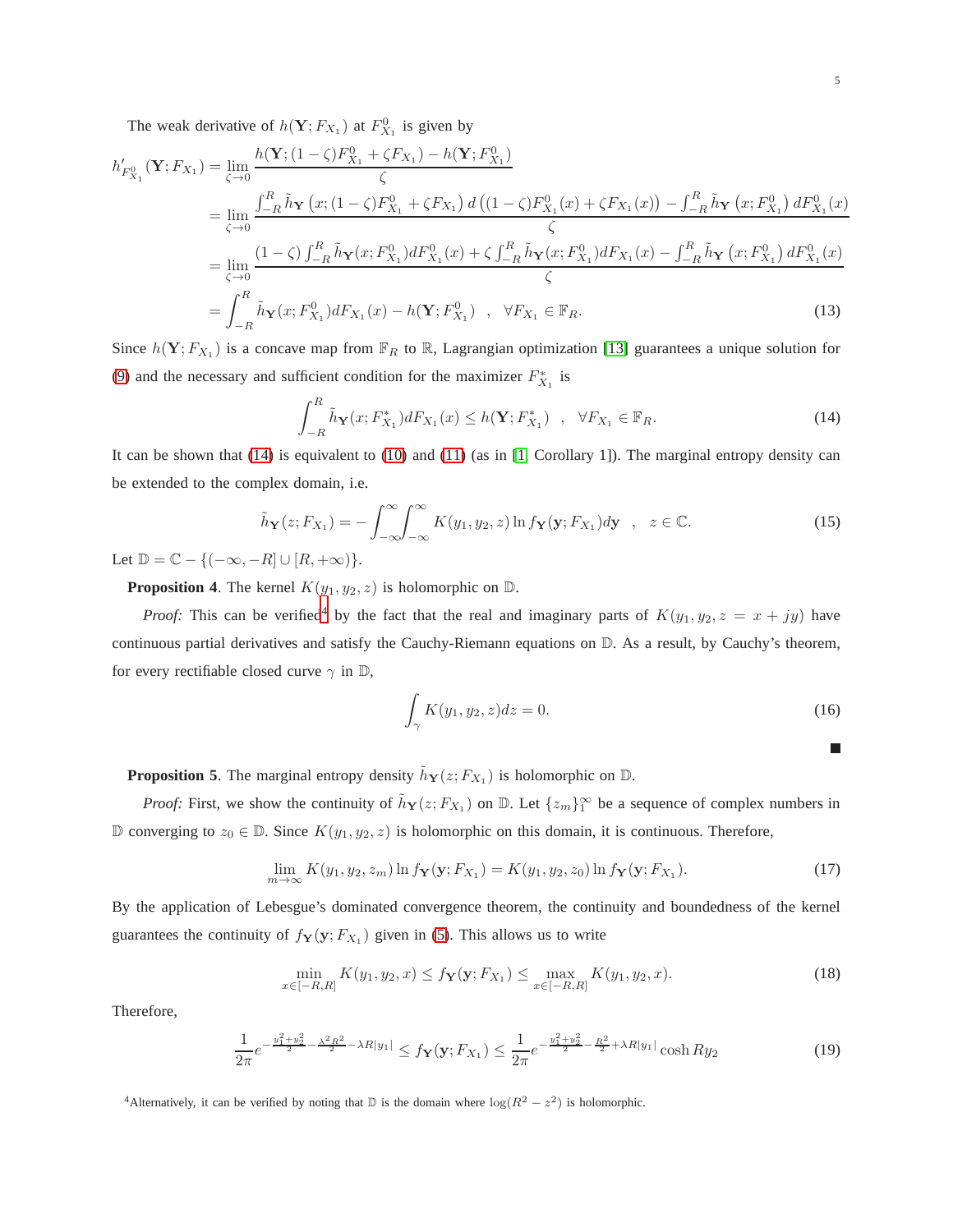The weak derivative of $h(\mathbf{Y};F_{X_1})$ at $F^0_{X_1}$ is given by

$$
\begin{aligned}
h'_{F^0_{X_1}}(\mathbf{Y};F_{X_1}) &= \lim_{\zeta\to 0}\frac{h(\mathbf{Y};(1-\zeta)F^0_{X_1}+\zeta F_{X_1})-h(\mathbf{Y};F^0_{X_1})}{\zeta}\\
&= \lim_{\zeta\to 0}\frac{\int_{-R}^{R}\tilde{h}_{\mathbf{Y}}\left(x;(1-\zeta)F^0_{X_1}+\zeta F_{X_1}\right)d\left((1-\zeta)F^0_{X_1}(x)+\zeta F_{X_1}(x)\right)-\int_{-R}^{R}\tilde{h}_{\mathbf{Y}}\left(x;F^0_{X_1}\right)dF^0_{X_1}(x)}{\zeta}\\
&= \lim_{\zeta\to 0}\frac{(1-\zeta)\int_{-R}^{R}\tilde{h}_{\mathbf{Y}}(x;F^0_{X_1})dF^0_{X_1}(x)+\zeta\int_{-R}^{R}\tilde{h}_{\mathbf{Y}}(x;F^0_{X_1})dF_{X_1}(x)-\int_{-R}^{R}\tilde{h}_{\mathbf{Y}}\left(x;F^0_{X_1}\right)dF^0_{X_1}(x)}{\zeta}\\
&= \int_{-R}^{R}\tilde{h}_{\mathbf{Y}}(x;F^0_{X_1})dF_{X_1}(x)-h(\mathbf{Y};F^0_{X_1}) \quad , \quad \forall F_{X_1}\in\mathbb{F}_R. 
\end{aligned}
\tag{13}
$$

Since $h(\mathbf{Y};F_{X_1})$ is a concave map from $\mathbb{F}_R$ to $\mathbb{R}$, Lagrangian optimization [13] guarantees a unique solution for (9) and the necessary and sufficient condition for the maximizer $F^*_{X_1}$ is

$$
\int_{-R}^{R}\tilde{h}_{\mathbf{Y}}(x;F^*_{X_1})dF_{X_1}(x)\le h(\mathbf{Y};F^*_{X_1}) \quad , \quad \forall F_{X_1}\in\mathbb{F}_R. \tag{14}
$$

It can be shown that (14) is equivalent to (10) and (11) (as in [1, Corollary 1]). The marginal entropy density can be extended to the complex domain, i.e.

$$
\tilde{h}_{\mathbf{Y}}(z;F_{X_1}) = -\int_{-\infty}^{\infty}\int_{-\infty}^{\infty}K(y_1,y_2,z)\ln f_{\mathbf{Y}}(\mathbf{y};F_{X_1})d\mathbf{y} \quad , \quad z\in\mathbb{C}. \tag{15}
$$

Let $\mathbb{D}=\mathbb{C}-\{(-\infty,-R]\cup[R,+\infty)\}$.

**Proposition 4**. The kernel $K(y_1,y_2,z)$ is holomorphic on $\mathbb{D}$.

*Proof:* This can be verified[4] by the fact that the real and imaginary parts of $K(y_1,y_2,z=x+jy)$ have continuous partial derivatives and satisfy the Cauchy-Riemann equations on $\mathbb{D}$. As a result, by Cauchy's theorem, for every rectifiable closed curve $\gamma$ in $\mathbb{D}$,

$$
\int_{\gamma}K(y_1,y_2,z)dz=0. \tag{16}
$$

■

**Proposition 5**. The marginal entropy density $\tilde{h}_{\mathbf{Y}}(z;F_{X_1})$ is holomorphic on $\mathbb{D}$.

*Proof:* First, we show the continuity of $\tilde{h}_{\mathbf{Y}}(z;F_{X_1})$ on $\mathbb{D}$. Let $\{z_m\}_1^{\infty}$ be a sequence of complex numbers in $\mathbb{D}$ converging to $z_0\in\mathbb{D}$. Since $K(y_1,y_2,z)$ is holomorphic on this domain, it is continuous. Therefore,

$$
\lim_{m\to\infty}K(y_1,y_2,z_m)\ln f_{\mathbf{Y}}(\mathbf{y};F_{X_1})=K(y_1,y_2,z_0)\ln f_{\mathbf{Y}}(\mathbf{y};F_{X_1}). \tag{17}
$$

By the application of Lebesgue's dominated convergence theorem, the continuity and boundedness of the kernel guarantees the continuity of $f_{\mathbf{Y}}(\mathbf{y};F_{X_1})$ given in (5). This allows us to write

$$
\min_{x\in[-R,R]}K(y_1,y_2,x)\le f_{\mathbf{Y}}(\mathbf{y};F_{X_1})\le\max_{x\in[-R,R]}K(y_1,y_2,x). \tag{18}
$$

Therefore,

$$
\frac{1}{2\pi}e^{-\frac{y_1^2+y_2^2}{2}-\frac{\lambda^2R^2}{2}-\lambda R|y_1|}\le f_{\mathbf{Y}}(\mathbf{y};F_{X_1})\le\frac{1}{2\pi}e^{-\frac{y_1^2+y_2^2}{2}-\frac{R^2}{2}+\lambda R|y_1|}\cosh Ry_2 \tag{19}
$$

[4] Alternatively, it can be verified by noting that $\mathbb{D}$ is the domain where $\log(R^2-z^2)$ is holomorphic.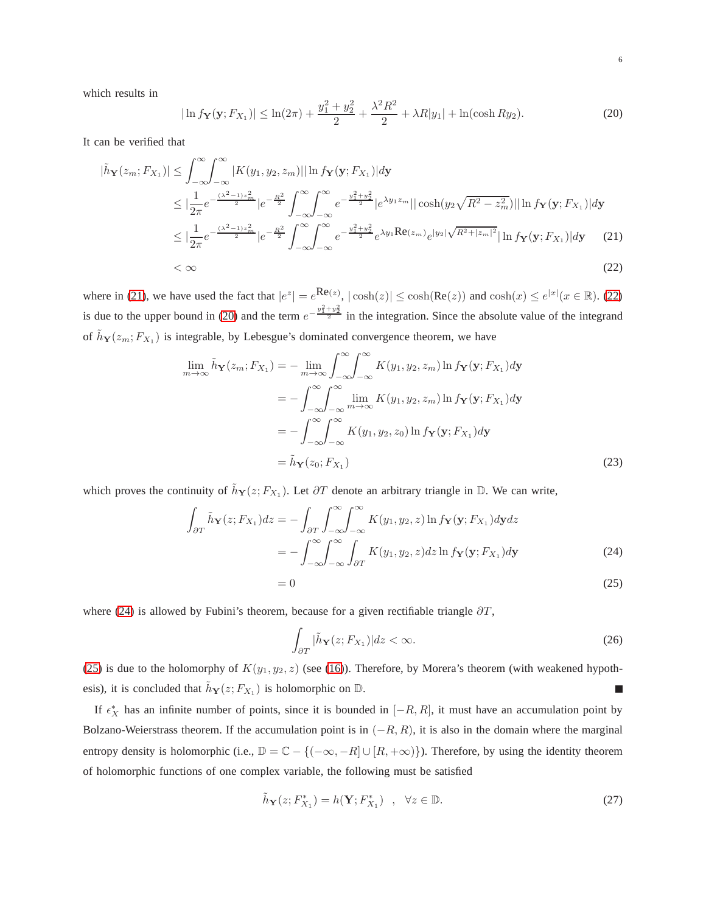which results in

$$|\ln f_{\mathbf{Y}}(\mathbf{y};F_{X_1})| \le \ln(2\pi) + \frac{y_1^2+y_2^2}{2} + \frac{\lambda^2 R^2}{2} + \lambda R|y_1| + \ln(\cosh Ry_2). \tag{20}$$

It can be verified that

$$\begin{aligned}
|\tilde{h}_{\mathbf{Y}}(z_m;F_{X_1})| &\le \int_{-\infty}^{\infty}\int_{-\infty}^{\infty} |K(y_1,y_2,z_m)||\ln f_{\mathbf{Y}}(\mathbf{y};F_{X_1})|d\mathbf{y} \\
&\le |\frac{1}{2\pi}e^{-\frac{(\lambda^2-1)z_m^2}{2}}||e^{-\frac{R^2}{2}}| \int_{-\infty}^{\infty}\int_{-\infty}^{\infty} e^{-\frac{y_1^2+y_2^2}{2}}|e^{\lambda y_1 z_m}||\cosh(y_2\sqrt{R^2-z_m^2})||\ln f_{\mathbf{Y}}(\mathbf{y};F_{X_1})|d\mathbf{y} \\
&\le |\frac{1}{2\pi}e^{-\frac{(\lambda^2-1)z_m^2}{2}}||e^{-\frac{R^2}{2}} \int_{-\infty}^{\infty}\int_{-\infty}^{\infty} e^{-\frac{y_1^2+y_2^2}{2}}e^{\lambda y_1 \mathrm{Re}(z_m)}e^{|y_2|\sqrt{R^2+|z_m|^2}}|\ln f_{\mathbf{Y}}(\mathbf{y};F_{X_1})|d\mathbf{y} \qquad (21) \\
&< \infty \qquad (22)
\end{aligned}$$

where in (21), we have used the fact that $|e^z| = e^{\mathrm{Re}(z)}$, $|\cosh(z)| \le \cosh(\mathrm{Re}(z))$ and $\cosh(x) \le e^{|x|} (x \in \mathbb{R})$. (22) is due to the upper bound in (20) and the term $e^{-\frac{y_1^2+y_2^2}{2}}$ in the integration. Since the absolute value of the integrand of $\tilde{h}_{\mathbf{Y}}(z_m;F_{X_1})$ is integrable, by Lebesgue's dominated convergence theorem, we have

$$\begin{aligned}
\lim_{m\to\infty} \tilde{h}_{\mathbf{Y}}(z_m;F_{X_1}) &= -\lim_{m\to\infty}\int_{-\infty}^{\infty}\int_{-\infty}^{\infty} K(y_1,y_2,z_m)\ln f_{\mathbf{Y}}(\mathbf{y};F_{X_1})d\mathbf{y} \\
&= -\int_{-\infty}^{\infty}\int_{-\infty}^{\infty} \lim_{m\to\infty} K(y_1,y_2,z_m)\ln f_{\mathbf{Y}}(\mathbf{y};F_{X_1})d\mathbf{y} \\
&= -\int_{-\infty}^{\infty}\int_{-\infty}^{\infty} K(y_1,y_2,z_0)\ln f_{\mathbf{Y}}(\mathbf{y};F_{X_1})d\mathbf{y} \\
&= \tilde{h}_{\mathbf{Y}}(z_0;F_{X_1}) \qquad (23)
\end{aligned}$$

which proves the continuity of $\tilde{h}_{\mathbf{Y}}(z;F_{X_1})$. Let $\partial T$ denote an arbitrary triangle in $\mathbb{D}$. We can write,

$$\begin{aligned}
\int_{\partial T} \tilde{h}_{\mathbf{Y}}(z;F_{X_1})dz &= -\int_{\partial T}\int_{-\infty}^{\infty}\int_{-\infty}^{\infty} K(y_1,y_2,z)\ln f_{\mathbf{Y}}(\mathbf{y};F_{X_1})d\mathbf{y}dz \\
&= -\int_{-\infty}^{\infty}\int_{-\infty}^{\infty}\int_{\partial T} K(y_1,y_2,z)dz\ln f_{\mathbf{Y}}(\mathbf{y};F_{X_1})d\mathbf{y} \qquad (24) \\
&= 0 \qquad (25)
\end{aligned}$$

where (24) is allowed by Fubini's theorem, because for a given rectifiable triangle $\partial T$,

$$\int_{\partial T} |\tilde{h}_{\mathbf{Y}}(z;F_{X_1})|dz < \infty. \tag{26}$$

(25) is due to the holomorphy of $K(y_1,y_2,z)$ (see (16)). Therefore, by Morera's theorem (with weakened hypothesis), it is concluded that $\tilde{h}_{\mathbf{Y}}(z;F_{X_1})$ is holomorphic on $\mathbb{D}$. ∎

If $\epsilon_X^*$ has an infinite number of points, since it is bounded in $[-R,R]$, it must have an accumulation point by Bolzano-Weierstrass theorem. If the accumulation point is in $(-R,R)$, it is also in the domain where the marginal entropy density is holomorphic (i.e., $\mathbb{D} = \mathbb{C} - \{(-\infty,-R] \cup [R,+\infty)\}$). Therefore, by using the identity theorem of holomorphic functions of one complex variable, the following must be satisfied

$$\tilde{h}_{\mathbf{Y}}(z;F_{X_1}^*) = h(\mathbf{Y};F_{X_1}^*) \quad , \quad \forall z \in \mathbb{D}. \tag{27}$$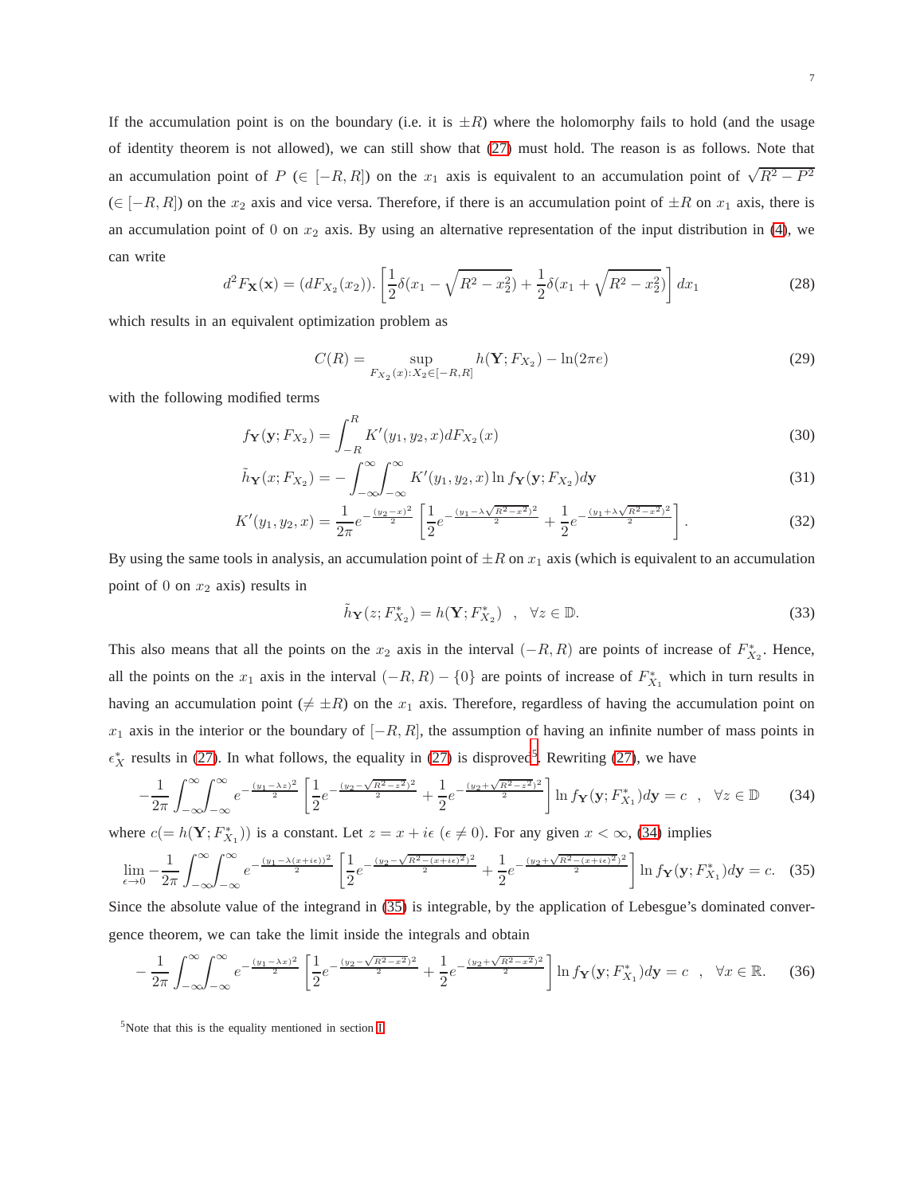If the accumulation point is on the boundary (i.e. it is $\pm R$) where the holomorphy fails to hold (and the usage of identity theorem is not allowed), we can still show that (27) must hold. The reason is as follows. Note that an accumulation point of $P$ ($\in [-R, R]$) on the $x_1$ axis is equivalent to an accumulation point of $\sqrt{R^2 - P^2}$ ($\in [-R, R]$) on the $x_2$ axis and vice versa. Therefore, if there is an accumulation point of $\pm R$ on $x_1$ axis, there is an accumulation point of 0 on $x_2$ axis. By using an alternative representation of the input distribution in (4), we can write

$$d^2 F_{\mathbf{X}}(\mathbf{x}) = (dF_{X_2}(x_2)).\left[\frac{1}{2}\delta(x_1 - \sqrt{R^2 - x_2^2}) + \frac{1}{2}\delta(x_1 + \sqrt{R^2 - x_2^2})\right] dx_1 \tag{28}$$

which results in an equivalent optimization problem as

$$C(R) = \sup_{F_{X_2}(x):X_2 \in [-R,R]} h(\mathbf{Y}; F_{X_2}) - \ln(2\pi e) \tag{29}$$

with the following modified terms

$$f_{\mathbf{Y}}(\mathbf{y}; F_{X_2}) = \int_{-R}^{R} K'(y_1, y_2, x) dF_{X_2}(x) \tag{30}$$

$$\tilde{h}_{\mathbf{Y}}(x; F_{X_2}) = -\int_{-\infty}^{\infty}\int_{-\infty}^{\infty} K'(y_1, y_2, x) \ln f_{\mathbf{Y}}(\mathbf{y}; F_{X_2}) d\mathbf{y} \tag{31}$$

$$K'(y_1, y_2, x) = \frac{1}{2\pi} e^{-\frac{(y_2 - x)^2}{2}} \left[\frac{1}{2} e^{-\frac{(y_1 - \lambda\sqrt{R^2 - x^2})^2}{2}} + \frac{1}{2} e^{-\frac{(y_1 + \lambda\sqrt{R^2 - x^2})^2}{2}}\right]. \tag{32}$$

By using the same tools in analysis, an accumulation point of $\pm R$ on $x_1$ axis (which is equivalent to an accumulation point of 0 on $x_2$ axis) results in

$$\tilde{h}_{\mathbf{Y}}(z; F_{X_2}^*) = h(\mathbf{Y}; F_{X_2}^*) \quad , \quad \forall z \in \mathbb{D}. \tag{33}$$

This also means that all the points on the $x_2$ axis in the interval $(-R, R)$ are points of increase of $F_{X_2}^*$. Hence, all the points on the $x_1$ axis in the interval $(-R, R) - \{0\}$ are points of increase of $F_{X_1}^*$ which in turn results in having an accumulation point ($\neq \pm R$) on the $x_1$ axis. Therefore, regardless of having the accumulation point on $x_1$ axis in the interior or the boundary of $[-R, R]$, the assumption of having an infinite number of mass points in $\epsilon_X^*$ results in (27). In what follows, the equality in (27) is disproved[5]. Rewriting (27), we have

$$-\frac{1}{2\pi}\int_{-\infty}^{\infty}\int_{-\infty}^{\infty} e^{-\frac{(y_1 - \lambda z)^2}{2}} \left[\frac{1}{2} e^{-\frac{(y_2 - \sqrt{R^2 - z^2})^2}{2}} + \frac{1}{2} e^{-\frac{(y_2 + \sqrt{R^2 - z^2})^2}{2}}\right] \ln f_{\mathbf{Y}}(\mathbf{y}; F_{X_1}^*) d\mathbf{y} = c \quad , \quad \forall z \in \mathbb{D} \tag{34}$$

where $c (= h(\mathbf{Y}; F_{X_1}^*))$ is a constant. Let $z = x + i\epsilon$ ($\epsilon \neq 0$). For any given $x < \infty$, (34) implies

$$\lim_{\epsilon \to 0} -\frac{1}{2\pi}\int_{-\infty}^{\infty}\int_{-\infty}^{\infty} e^{-\frac{(y_1 - \lambda(x + i\epsilon))^2}{2}} \left[\frac{1}{2} e^{-\frac{(y_2 - \sqrt{R^2 - (x+i\epsilon)^2})^2}{2}} + \frac{1}{2} e^{-\frac{(y_2 + \sqrt{R^2 - (x+i\epsilon)^2})^2}{2}}\right] \ln f_{\mathbf{Y}}(\mathbf{y}; F_{X_1}^*) d\mathbf{y} = c. \tag{35}$$

Since the absolute value of the integrand in (35) is integrable, by the application of Lebesgue's dominated convergence theorem, we can take the limit inside the integrals and obtain

$$-\frac{1}{2\pi}\int_{-\infty}^{\infty}\int_{-\infty}^{\infty} e^{-\frac{(y_1 - \lambda x)^2}{2}} \left[\frac{1}{2} e^{-\frac{(y_2 - \sqrt{R^2 - x^2})^2}{2}} + \frac{1}{2} e^{-\frac{(y_2 + \sqrt{R^2 - x^2})^2}{2}}\right] \ln f_{\mathbf{Y}}(\mathbf{y}; F_{X_1}^*) d\mathbf{y} = c \quad , \quad \forall x \in \mathbb{R}. \tag{36}$$

[5] Note that this is the equality mentioned in section I.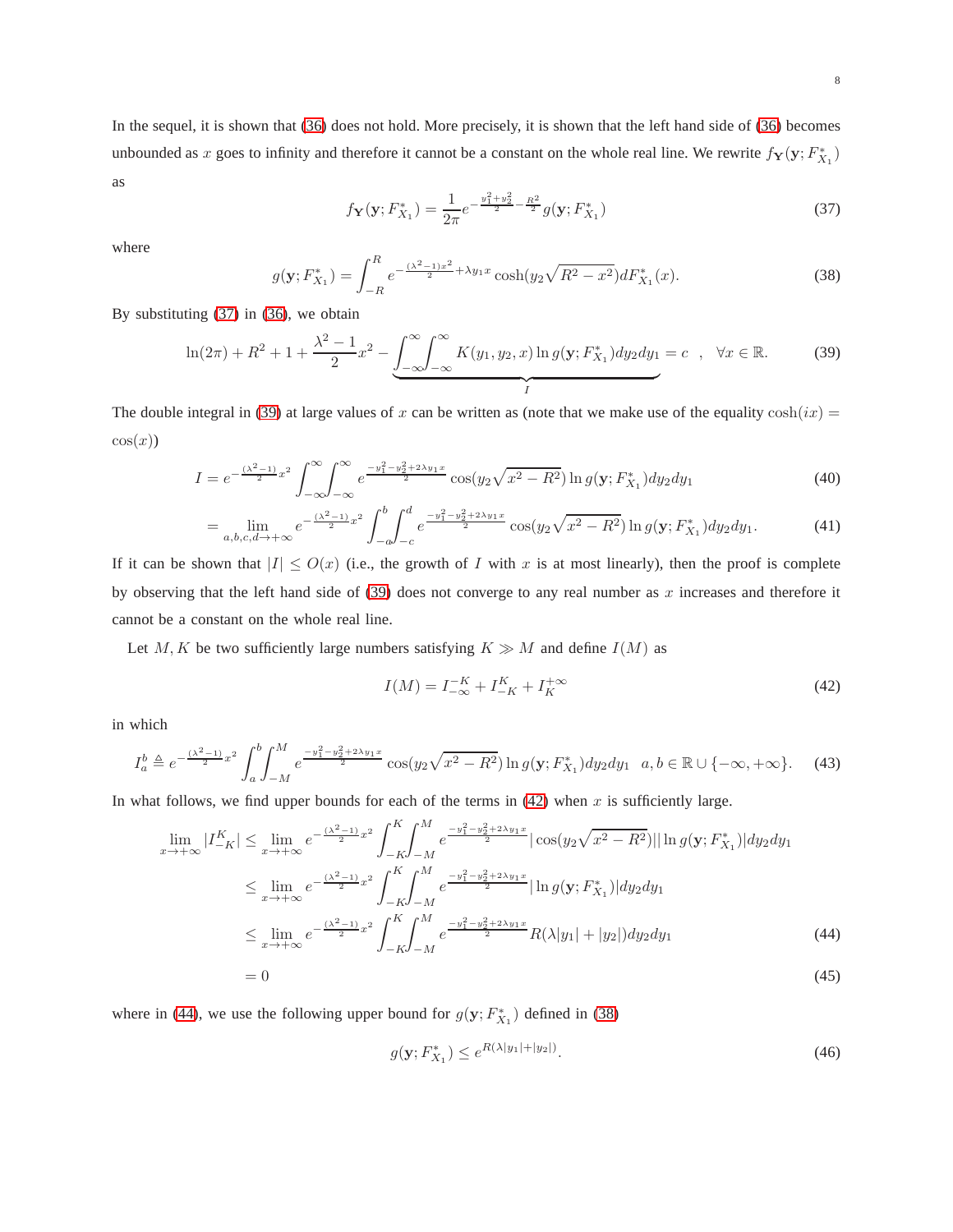In the sequel, it is shown that (36) does not hold. More precisely, it is shown that the left hand side of (36) becomes unbounded as $x$ goes to infinity and therefore it cannot be a constant on the whole real line. We rewrite $f_{\mathbf{Y}}(\mathbf{y}; F^*_{X_1})$ as

$$f_{\mathbf{Y}}(\mathbf{y}; F^*_{X_1}) = \frac{1}{2\pi} e^{-\frac{y_1^2+y_2^2}{2} - \frac{R^2}{2}} g(\mathbf{y}; F^*_{X_1}) \tag{37}$$

where

$$g(\mathbf{y}; F^*_{X_1}) = \int_{-R}^{R} e^{-\frac{(\lambda^2-1)x^2}{2} + \lambda y_1 x} \cosh(y_2\sqrt{R^2-x^2}) dF^*_{X_1}(x). \tag{38}$$

By substituting (37) in (36), we obtain

$$\ln(2\pi) + R^2 + 1 + \frac{\lambda^2-1}{2}x^2 - \underbrace{\int_{-\infty}^{\infty}\int_{-\infty}^{\infty} K(y_1,y_2,x) \ln g(\mathbf{y}; F^*_{X_1}) dy_2 dy_1}_{I} = c \quad , \quad \forall x \in \mathbb{R}. \tag{39}$$

The double integral in (39) at large values of $x$ can be written as (note that we make use of the equality $\cosh(ix) = \cos(x)$)

$$I = e^{-\frac{(\lambda^2-1)}{2}x^2} \int_{-\infty}^{\infty}\int_{-\infty}^{\infty} e^{\frac{-y_1^2-y_2^2+2\lambda y_1 x}{2}} \cos(y_2\sqrt{x^2-R^2}) \ln g(\mathbf{y}; F^*_{X_1}) dy_2 dy_1 \tag{40}$$

$$= \lim_{a,b,c,d \to +\infty} e^{-\frac{(\lambda^2-1)}{2}x^2} \int_{-a}^{b}\int_{-c}^{d} e^{\frac{-y_1^2-y_2^2+2\lambda y_1 x}{2}} \cos(y_2\sqrt{x^2-R^2}) \ln g(\mathbf{y}; F^*_{X_1}) dy_2 dy_1. \tag{41}$$

If it can be shown that $|I| \leq O(x)$ (i.e., the growth of $I$ with $x$ is at most linearly), then the proof is complete by observing that the left hand side of (39) does not converge to any real number as $x$ increases and therefore it cannot be a constant on the whole real line.

Let $M, K$ be two sufficiently large numbers satisfying $K \gg M$ and define $I(M)$ as

$$I(M) = I_{-\infty}^{-K} + I_{-K}^{K} + I_{K}^{+\infty} \tag{42}$$

in which

$$I_a^b \triangleq e^{-\frac{(\lambda^2-1)}{2}x^2} \int_{a}^{b}\int_{-M}^{M} e^{\frac{-y_1^2-y_2^2+2\lambda y_1 x}{2}} \cos(y_2\sqrt{x^2-R^2}) \ln g(\mathbf{y}; F^*_{X_1}) dy_2 dy_1 \quad a,b \in \mathbb{R} \cup \{-\infty, +\infty\}. \tag{43}$$

In what follows, we find upper bounds for each of the terms in (42) when $x$ is sufficiently large.

$$\lim_{x\to+\infty} |I_{-K}^{K}| \leq \lim_{x\to+\infty} e^{-\frac{(\lambda^2-1)}{2}x^2} \int_{-K}^{K}\int_{-M}^{M} e^{\frac{-y_1^2-y_2^2+2\lambda y_1 x}{2}} |\cos(y_2\sqrt{x^2-R^2})| |\ln g(\mathbf{y}; F^*_{X_1})| dy_2 dy_1$$

$$\leq \lim_{x\to+\infty} e^{-\frac{(\lambda^2-1)}{2}x^2} \int_{-K}^{K}\int_{-M}^{M} e^{\frac{-y_1^2-y_2^2+2\lambda y_1 x}{2}} |\ln g(\mathbf{y}; F^*_{X_1})| dy_2 dy_1$$

$$\leq \lim_{x\to+\infty} e^{-\frac{(\lambda^2-1)}{2}x^2} \int_{-K}^{K}\int_{-M}^{M} e^{\frac{-y_1^2-y_2^2+2\lambda y_1 x}{2}} R(\lambda|y_1| + |y_2|) dy_2 dy_1 \tag{44}$$

$$= 0 \tag{45}$$

where in (44), we use the following upper bound for $g(\mathbf{y}; F^*_{X_1})$ defined in (38)

$$g(\mathbf{y}; F^*_{X_1}) \leq e^{R(\lambda|y_1| + |y_2|)}. \tag{46}$$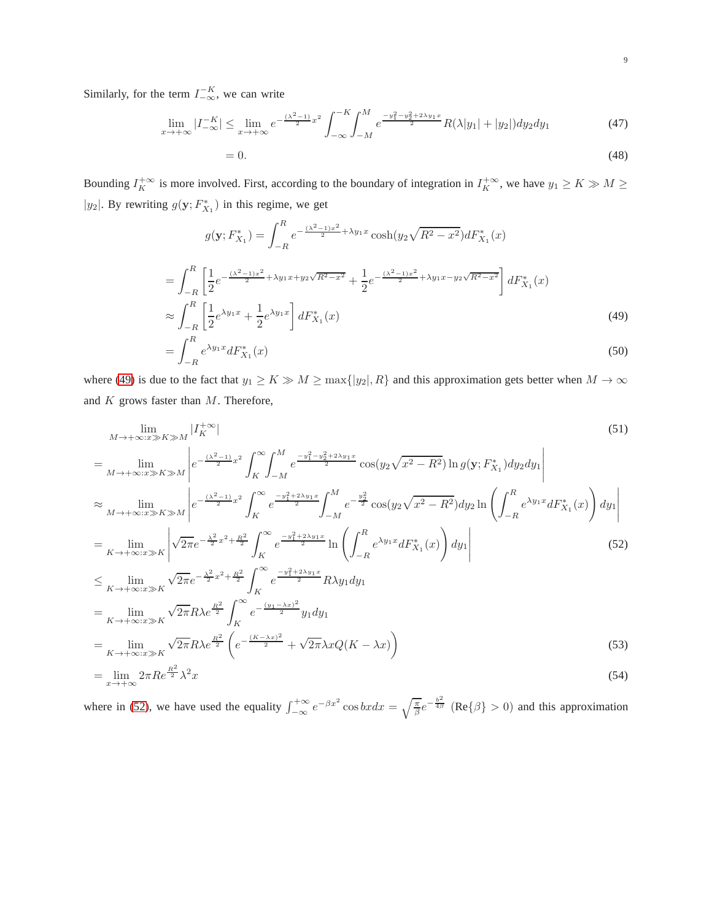Similarly, for the term $I_{-\infty}^{-K}$, we can write

$$
\begin{aligned}
\lim_{x\to+\infty} |I_{-\infty}^{-K}| &\leq \lim_{x\to+\infty} e^{-\frac{(\lambda^2-1)}{2}x^2} \int_{-\infty}^{-K}\int_{-M}^{M} e^{\frac{-y_1^2-y_2^2+2\lambda y_1 x}{2}} R(\lambda|y_1|+|y_2|)dy_2 dy_1 && (47)\\
&= 0. && (48)
\end{aligned}
$$

Bounding $I_K^{+\infty}$ is more involved. First, according to the boundary of integration in $I_K^{+\infty}$, we have $y_1 \geq K \gg M \geq |y_2|$. By rewriting $g(\mathbf{y}; F_{X_1}^*)$ in this regime, we get

$$
\begin{aligned}
g(\mathbf{y}; F_{X_1}^*) &= \int_{-R}^{R} e^{-\frac{(\lambda^2-1)x^2}{2}+\lambda y_1 x} \cosh(y_2\sqrt{R^2-x^2}) dF_{X_1}^*(x)\\
&= \int_{-R}^{R} \left[\frac{1}{2}e^{-\frac{(\lambda^2-1)x^2}{2}+\lambda y_1 x + y_2\sqrt{R^2-x^2}} + \frac{1}{2}e^{-\frac{(\lambda^2-1)x^2}{2}+\lambda y_1 x - y_2\sqrt{R^2-x^2}}\right] dF_{X_1}^*(x)\\
&\approx \int_{-R}^{R} \left[\frac{1}{2}e^{\lambda y_1 x} + \frac{1}{2}e^{\lambda y_1 x}\right] dF_{X_1}^*(x) && (49)\\
&= \int_{-R}^{R} e^{\lambda y_1 x} dF_{X_1}^*(x) && (50)
\end{aligned}
$$

where (49) is due to the fact that $y_1 \geq K \gg M \geq \max\{|y_2|, R\}$ and this approximation gets better when $M \to \infty$ and $K$ grows faster than $M$. Therefore,

$$
\begin{aligned}
&\lim_{M\to+\infty: x\gg K\gg M} |I_K^{+\infty}| && (51)\\
&= \lim_{M\to+\infty: x\gg K\gg M} \left| e^{-\frac{(\lambda^2-1)}{2}x^2} \int_{K}^{\infty}\int_{-M}^{M} e^{\frac{-y_1^2-y_2^2+2\lambda y_1 x}{2}} \cos(y_2\sqrt{x^2-R^2}) \ln g(\mathbf{y}; F_{X_1}^*) dy_2 dy_1 \right|\\
&\approx \lim_{M\to+\infty: x\gg K\gg M} \left| e^{-\frac{(\lambda^2-1)}{2}x^2} \int_{K}^{\infty} e^{\frac{-y_1^2+2\lambda y_1 x}{2}} \int_{-M}^{M} e^{-\frac{y_2^2}{2}} \cos(y_2\sqrt{x^2-R^2}) dy_2 \ln\left(\int_{-R}^{R} e^{\lambda y_1 x} dF_{X_1}^*(x)\right) dy_1 \right|\\
&= \lim_{K\to+\infty: x\gg K} \left| \sqrt{2\pi} e^{-\frac{\lambda^2}{2}x^2+\frac{R^2}{2}} \int_{K}^{\infty} e^{\frac{-y_1^2+2\lambda y_1 x}{2}} \ln\left(\int_{-R}^{R} e^{\lambda y_1 x} dF_{X_1}^*(x)\right) dy_1 \right| && (52)\\
&\leq \lim_{K\to+\infty: x\gg K} \sqrt{2\pi} e^{-\frac{\lambda^2}{2}x^2+\frac{R^2}{2}} \int_{K}^{\infty} e^{\frac{-y_1^2+2\lambda y_1 x}{2}} R\lambda y_1 dy_1\\
&= \lim_{K\to+\infty: x\gg K} \sqrt{2\pi} R\lambda e^{\frac{R^2}{2}} \int_{K}^{\infty} e^{-\frac{(y_1-\lambda x)^2}{2}} y_1 dy_1\\
&= \lim_{K\to+\infty: x\gg K} \sqrt{2\pi} R\lambda e^{\frac{R^2}{2}} \left( e^{-\frac{(K-\lambda x)^2}{2}} + \sqrt{2\pi}\lambda x Q(K-\lambda x) \right) && (53)\\
&= \lim_{x\to+\infty} 2\pi R e^{\frac{R^2}{2}} \lambda^2 x && (54)
\end{aligned}
$$

where in (52), we have used the equality $\int_{-\infty}^{+\infty} e^{-\beta x^2} \cos bx dx = \sqrt{\frac{\pi}{\beta}} e^{-\frac{b^2}{4\beta}}$ ($\text{Re}\{\beta\} > 0$) and this approximation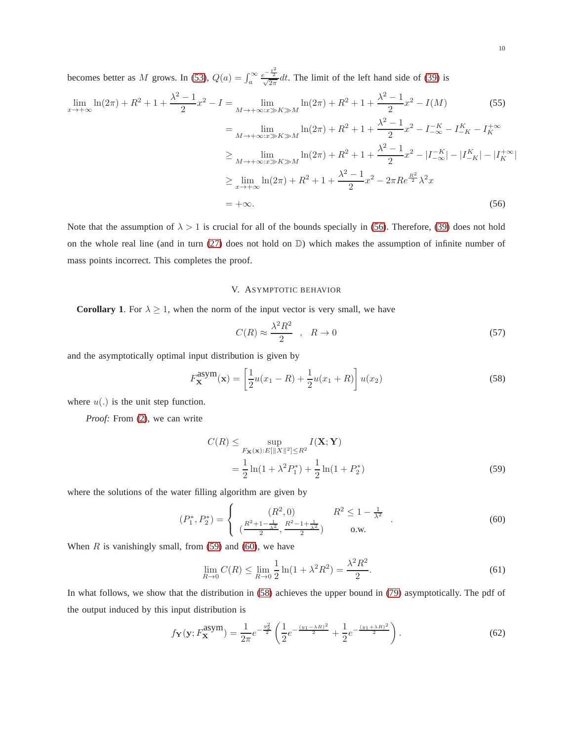becomes better as $M$ grows. In (53), $Q(a) = \int_a^{\infty} \frac{e^{-\frac{t^2}{2}}}{\sqrt{2\pi}} dt$. The limit of the left hand side of (39) is

$$
\begin{aligned}
\lim_{x \to +\infty} \ln(2\pi) + R^2 + 1 + \frac{\lambda^2 - 1}{2} x^2 - I &= \lim_{M \to +\infty : x \gg K \gg M} \ln(2\pi) + R^2 + 1 + \frac{\lambda^2 - 1}{2} x^2 - I(M) \qquad (55) \\
&= \lim_{M \to +\infty : x \gg K \gg M} \ln(2\pi) + R^2 + 1 + \frac{\lambda^2 - 1}{2} x^2 - I_{-\infty}^{-K} - I_{-K}^{K} - I_{K}^{+\infty} \\
&\geq \lim_{M \to +\infty : x \gg K \gg M} \ln(2\pi) + R^2 + 1 + \frac{\lambda^2 - 1}{2} x^2 - |I_{-\infty}^{-K}| - |I_{-K}^{K}| - |I_{K}^{+\infty}| \\
&\geq \lim_{x \to +\infty} \ln(2\pi) + R^2 + 1 + \frac{\lambda^2 - 1}{2} x^2 - 2\pi R e^{\frac{R^2}{2}} \lambda^2 x \\
&= +\infty. \qquad (56)
\end{aligned}
$$

Note that the assumption of $\lambda > 1$ is crucial for all of the bounds specially in (56). Therefore, (39) does not hold on the whole real line (and in turn (27) does not hold on $\mathbb{D}$) which makes the assumption of infinite number of mass points incorrect. This completes the proof.

## V. Asymptotic behavior

**Corollary 1**. For $\lambda \geq 1$, when the norm of the input vector is very small, we have

$$
C(R) \approx \frac{\lambda^2 R^2}{2} \quad , \quad R \to 0 \qquad (57)
$$

and the asymptotically optimal input distribution is given by

$$
F_{\mathbf{X}}^{\text{asym}}(\mathbf{x}) = \left[ \frac{1}{2} u(x_1 - R) + \frac{1}{2} u(x_1 + R) \right] u(x_2) \qquad (58)
$$

where $u(.)$ is the unit step function.

*Proof:* From (2), we can write

$$
\begin{aligned}
C(R) &\leq \sup_{F_{\mathbf{X}}(\mathbf{x}) : E[\|X\|^2] \leq R^2} I(\mathbf{X}; \mathbf{Y}) \\
&= \frac{1}{2} \ln(1 + \lambda^2 P_1^*) + \frac{1}{2} \ln(1 + P_2^*) \qquad (59)
\end{aligned}
$$

where the solutions of the water filling algorithm are given by

$$
(P_1^*, P_2^*) = \begin{cases} (R^2, 0) & R^2 \leq 1 - \frac{1}{\lambda^2} \\ \left(\frac{R^2 + 1 - \frac{1}{\lambda^2}}{2}, \frac{R^2 - 1 + \frac{1}{\lambda^2}}{2}\right) & \text{o.w.} \end{cases} . \qquad (60)
$$

When $R$ is vanishingly small, from (59) and (60), we have

$$
\lim_{R \to 0} C(R) \leq \lim_{R \to 0} \frac{1}{2} \ln(1 + \lambda^2 R^2) = \frac{\lambda^2 R^2}{2}. \qquad (61)
$$

In what follows, we show that the distribution in (58) achieves the upper bound in (79) asymptotically. The pdf of the output induced by this input distribution is

$$
f_{\mathbf{Y}}(\mathbf{y}; F_{\mathbf{X}}^{\text{asym}}) = \frac{1}{2\pi} e^{-\frac{y_2^2}{2}} \left( \frac{1}{2} e^{-\frac{(y_1 - \lambda R)^2}{2}} + \frac{1}{2} e^{-\frac{(y_1 + \lambda R)^2}{2}} \right). \qquad (62)
$$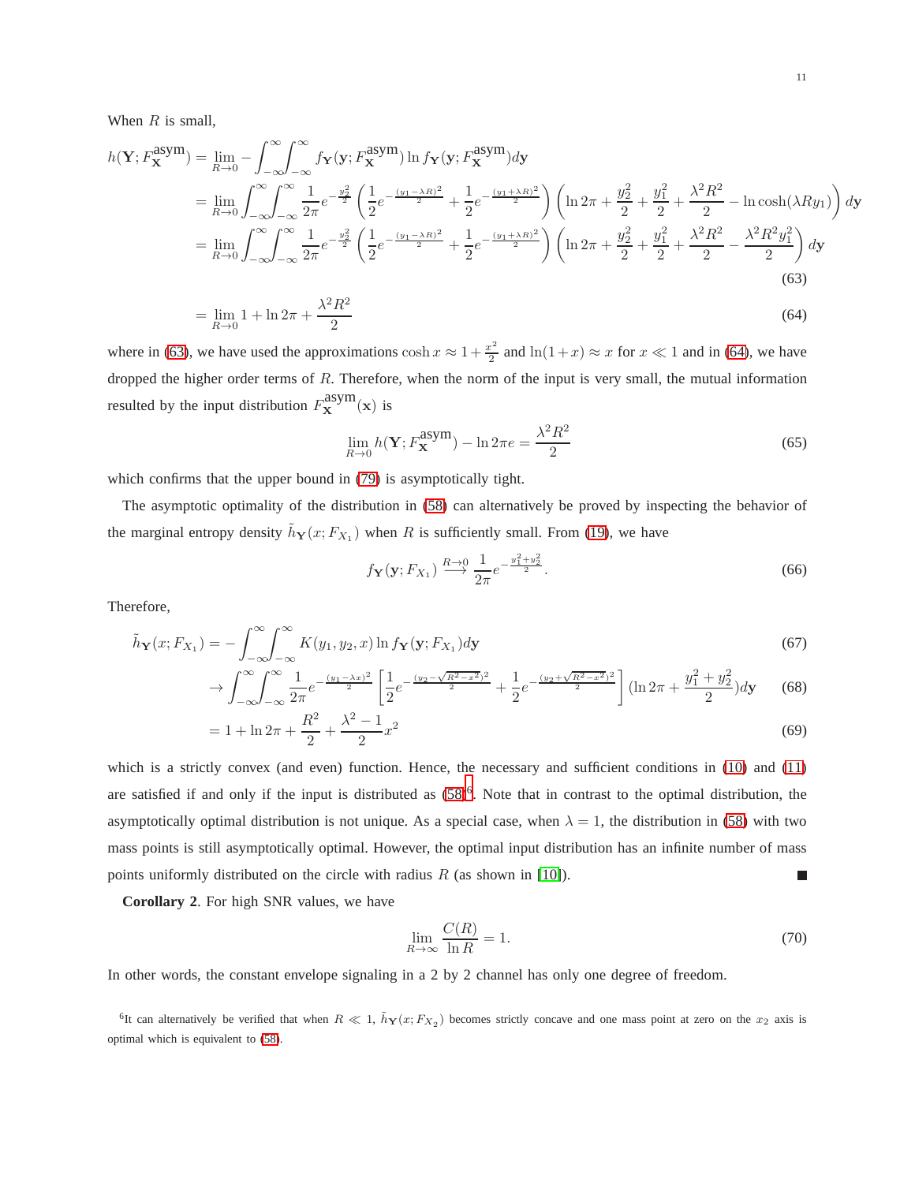When $R$ is small,

$$
\begin{aligned}
h(\mathbf{Y}; F_{\mathbf{X}}^{\text{asym}}) &= \lim_{R\to 0} -\int_{-\infty}^{\infty}\int_{-\infty}^{\infty} f_{\mathbf{Y}}(\mathbf{y}; F_{\mathbf{X}}^{\text{asym}}) \ln f_{\mathbf{Y}}(\mathbf{y}; F_{\mathbf{X}}^{\text{asym}}) d\mathbf{y} \\
&= \lim_{R\to 0} \int_{-\infty}^{\infty}\int_{-\infty}^{\infty} \frac{1}{2\pi} e^{-\frac{y_2^2}{2}} \left( \frac{1}{2} e^{-\frac{(y_1-\lambda R)^2}{2}} + \frac{1}{2} e^{-\frac{(y_1+\lambda R)^2}{2}} \right) \left( \ln 2\pi + \frac{y_2^2}{2} + \frac{y_1^2}{2} + \frac{\lambda^2 R^2}{2} - \ln\cosh(\lambda R y_1) \right) d\mathbf{y} \\
&= \lim_{R\to 0} \int_{-\infty}^{\infty}\int_{-\infty}^{\infty} \frac{1}{2\pi} e^{-\frac{y_2^2}{2}} \left( \frac{1}{2} e^{-\frac{(y_1-\lambda R)^2}{2}} + \frac{1}{2} e^{-\frac{(y_1+\lambda R)^2}{2}} \right) \left( \ln 2\pi + \frac{y_2^2}{2} + \frac{y_1^2}{2} + \frac{\lambda^2 R^2}{2} - \frac{\lambda^2 R^2 y_1^2}{2} \right) d\mathbf{y}
\end{aligned}
\tag{63}
$$

$$
= \lim_{R\to 0} 1 + \ln 2\pi + \frac{\lambda^2 R^2}{2} \tag{64}
$$

where in (63), we have used the approximations $\cosh x \approx 1 + \frac{x^2}{2}$ and $\ln(1+x) \approx x$ for $x \ll 1$ and in (64), we have dropped the higher order terms of $R$. Therefore, when the norm of the input is very small, the mutual information resulted by the input distribution $F_{\mathbf{X}}^{\text{asym}}(\mathbf{x})$ is

$$
\lim_{R\to 0} h(\mathbf{Y}; F_{\mathbf{X}}^{\text{asym}}) - \ln 2\pi e = \frac{\lambda^2 R^2}{2} \tag{65}
$$

which confirms that the upper bound in (79) is asymptotically tight.

The asymptotic optimality of the distribution in (58) can alternatively be proved by inspecting the behavior of the marginal entropy density $\tilde{h}_{\mathbf{Y}}(x; F_{X_1})$ when $R$ is sufficiently small. From (19), we have

$$
f_{\mathbf{Y}}(\mathbf{y}; F_{X_1}) \overset{R\to 0}{\longrightarrow} \frac{1}{2\pi} e^{-\frac{y_1^2+y_2^2}{2}}. \tag{66}
$$

Therefore,

$$
\tilde{h}_{\mathbf{Y}}(x; F_{X_1}) = -\int_{-\infty}^{\infty}\int_{-\infty}^{\infty} K(y_1, y_2, x) \ln f_{\mathbf{Y}}(\mathbf{y}; F_{X_1}) d\mathbf{y} \tag{67}
$$

$$
\to \int_{-\infty}^{\infty}\int_{-\infty}^{\infty} \frac{1}{2\pi} e^{-\frac{(y_1-\lambda x)^2}{2}} \left[ \frac{1}{2} e^{-\frac{(y_2-\sqrt{R^2-x^2})^2}{2}} + \frac{1}{2} e^{-\frac{(y_2+\sqrt{R^2-x^2})^2}{2}} \right] (\ln 2\pi + \frac{y_1^2+y_2^2}{2}) d\mathbf{y} \tag{68}
$$

$$
= 1 + \ln 2\pi + \frac{R^2}{2} + \frac{\lambda^2-1}{2} x^2 \tag{69}
$$

which is a strictly convex (and even) function. Hence, the necessary and sufficient conditions in (10) and (11) are satisfied if and only if the input is distributed as (58)[6]. Note that in contrast to the optimal distribution, the asymptotically optimal distribution is not unique. As a special case, when $\lambda = 1$, the distribution in (58) with two mass points is still asymptotically optimal. However, the optimal input distribution has an infinite number of mass points uniformly distributed on the circle with radius $R$ (as shown in [10]). ■

**Corollary 2**. For high SNR values, we have

$$
\lim_{R\to\infty} \frac{C(R)}{\ln R} = 1. \tag{70}
$$

In other words, the constant envelope signaling in a 2 by 2 channel has only one degree of freedom.

[6]It can alternatively be verified that when $R \ll 1$, $\tilde{h}_{\mathbf{Y}}(x; F_{X_2})$ becomes strictly concave and one mass point at zero on the $x_2$ axis is optimal which is equivalent to (58).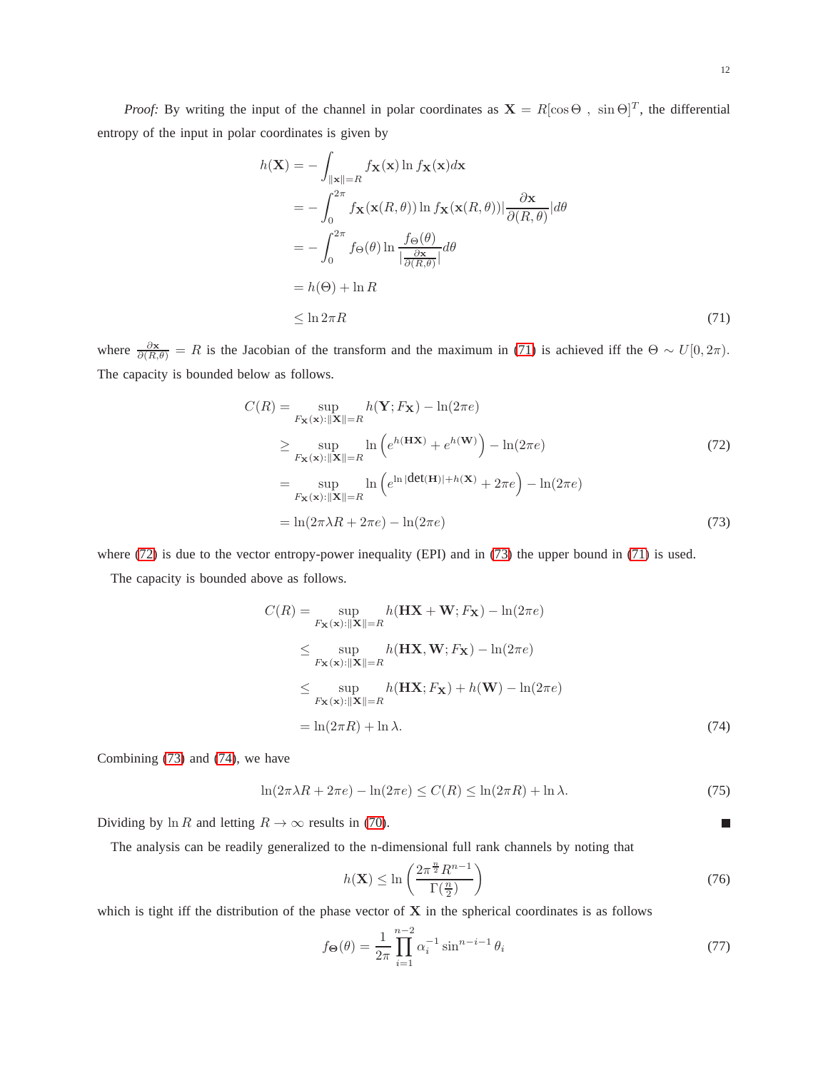*Proof:* By writing the input of the channel in polar coordinates as $\mathbf{X} = R[\cos\Theta \ , \ \sin\Theta]^T$, the differential entropy of the input in polar coordinates is given by

$$
\begin{aligned}
h(\mathbf{X}) &= -\int_{\|\mathbf{x}\|=R} f_{\mathbf{X}}(\mathbf{x}) \ln f_{\mathbf{X}}(\mathbf{x}) d\mathbf{x} \\
&= -\int_0^{2\pi} f_{\mathbf{X}}(\mathbf{x}(R,\theta)) \ln f_{\mathbf{X}}(\mathbf{x}(R,\theta)) |\frac{\partial \mathbf{x}}{\partial(R,\theta)}| d\theta \\
&= -\int_0^{2\pi} f_{\Theta}(\theta) \ln \frac{f_{\Theta}(\theta)}{|\frac{\partial \mathbf{x}}{\partial(R,\theta)}|} d\theta \\
&= h(\Theta) + \ln R \\
&\leq \ln 2\pi R
\end{aligned} \tag{71}
$$

where $\frac{\partial \mathbf{x}}{\partial(R,\theta)} = R$ is the Jacobian of the transform and the maximum in (71) is achieved iff the $\Theta \sim U[0, 2\pi)$. The capacity is bounded below as follows.

$$
\begin{aligned}
C(R) &= \sup_{F_{\mathbf{X}}(\mathbf{x}): \|\mathbf{X}\|=R} h(\mathbf{Y}; F_{\mathbf{X}}) - \ln(2\pi e) \\
&\geq \sup_{F_{\mathbf{X}}(\mathbf{x}): \|\mathbf{X}\|=R} \ln\left(e^{h(\mathbf{HX})} + e^{h(\mathbf{W})}\right) - \ln(2\pi e) \qquad (72) \\
&= \sup_{F_{\mathbf{X}}(\mathbf{x}): \|\mathbf{X}\|=R} \ln\left(e^{\ln|\det(\mathbf{H})| + h(\mathbf{X})} + 2\pi e\right) - \ln(2\pi e) \\
&= \ln(2\pi\lambda R + 2\pi e) - \ln(2\pi e) \qquad (73)
\end{aligned}
$$

where (72) is due to the vector entropy-power inequality (EPI) and in (73) the upper bound in (71) is used.

The capacity is bounded above as follows.

$$
\begin{aligned}
C(R) &= \sup_{F_{\mathbf{X}}(\mathbf{x}): \|\mathbf{X}\|=R} h(\mathbf{HX} + \mathbf{W}; F_{\mathbf{X}}) - \ln(2\pi e) \\
&\leq \sup_{F_{\mathbf{X}}(\mathbf{x}): \|\mathbf{X}\|=R} h(\mathbf{HX}, \mathbf{W}; F_{\mathbf{X}}) - \ln(2\pi e) \\
&\leq \sup_{F_{\mathbf{X}}(\mathbf{x}): \|\mathbf{X}\|=R} h(\mathbf{HX}; F_{\mathbf{X}}) + h(\mathbf{W}) - \ln(2\pi e) \\
&= \ln(2\pi R) + \ln\lambda.
\end{aligned} \tag{74}
$$

Combining (73) and (74), we have

$$
\ln(2\pi\lambda R + 2\pi e) - \ln(2\pi e) \leq C(R) \leq \ln(2\pi R) + \ln\lambda. \tag{75}
$$

Dividing by $\ln R$ and letting $R \to \infty$ results in (70). ■

The analysis can be readily generalized to the n-dimensional full rank channels by noting that

$$
h(\mathbf{X}) \leq \ln\left(\frac{2\pi^{\frac{n}{2}} R^{n-1}}{\Gamma(\frac{n}{2})}\right) \tag{76}
$$

which is tight iff the distribution of the phase vector of $\mathbf{X}$ in the spherical coordinates is as follows

$$
f_{\mathbf{\Theta}}(\theta) = \frac{1}{2\pi} \prod_{i=1}^{n-2} \alpha_i^{-1} \sin^{n-i-1}\theta_i \tag{77}
$$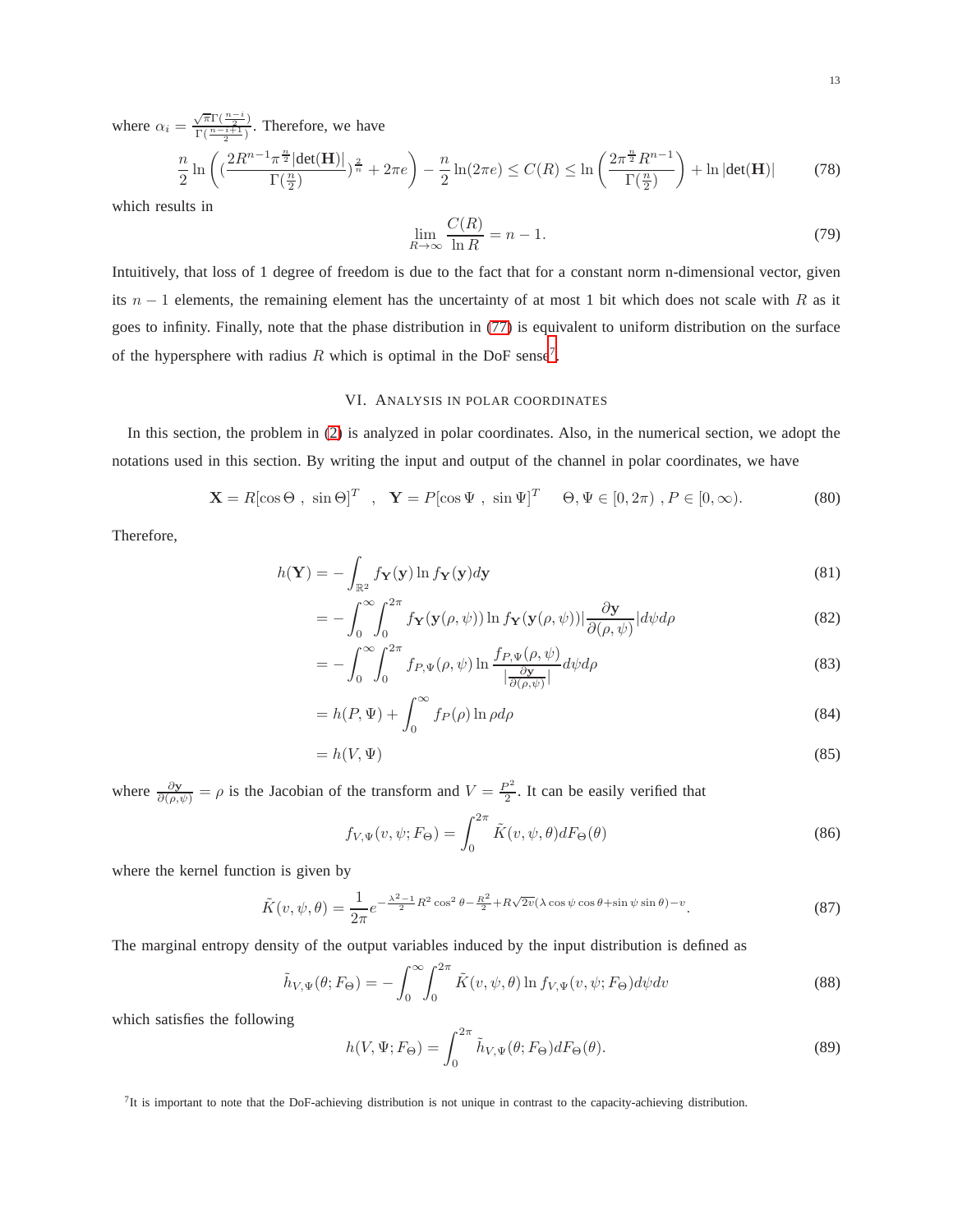where $\alpha_i = \frac{\sqrt{\pi}\Gamma(\frac{n-i}{2})}{\Gamma(\frac{n-i+1}{2})}$. Therefore, we have

$$\frac{n}{2}\ln\left((\frac{2R^{n-1}\pi^{\frac{n}{2}}|\det(\mathbf{H})|}{\Gamma(\frac{n}{2})})^{\frac{2}{n}} + 2\pi e\right) - \frac{n}{2}\ln(2\pi e) \leq C(R) \leq \ln\left(\frac{2\pi^{\frac{n}{2}}R^{n-1}}{\Gamma(\frac{n}{2})}\right) + \ln|\det(\mathbf{H})| \tag{78}$$

which results in

$$\lim_{R\to\infty}\frac{C(R)}{\ln R} = n-1. \tag{79}$$

Intuitively, that loss of 1 degree of freedom is due to the fact that for a constant norm n-dimensional vector, given its $n-1$ elements, the remaining element has the uncertainty of at most 1 bit which does not scale with $R$ as it goes to infinity. Finally, note that the phase distribution in (77) is equivalent to uniform distribution on the surface of the hypersphere with radius $R$ which is optimal in the DoF sense[7].

## VI. Analysis in polar coordinates

In this section, the problem in (2) is analyzed in polar coordinates. Also, in the numerical section, we adopt the notations used in this section. By writing the input and output of the channel in polar coordinates, we have

$$\mathbf{X} = R[\cos\Theta\ ,\ \sin\Theta]^T \quad , \quad \mathbf{Y} = P[\cos\Psi\ ,\ \sin\Psi]^T \quad \Theta,\Psi\in[0,2\pi)\ , P\in[0,\infty). \tag{80}$$

Therefore,

$$h(\mathbf{Y}) = -\int_{\mathbb{R}^2} f_{\mathbf{Y}}(\mathbf{y})\ln f_{\mathbf{Y}}(\mathbf{y})d\mathbf{y} \tag{81}$$

$$= -\int_0^\infty\int_0^{2\pi} f_{\mathbf{Y}}(\mathbf{y}(\rho,\psi))\ln f_{\mathbf{Y}}(\mathbf{y}(\rho,\psi))|\frac{\partial\mathbf{y}}{\partial(\rho,\psi)}|d\psi d\rho \tag{82}$$

$$= -\int_0^\infty\int_0^{2\pi} f_{P,\Psi}(\rho,\psi)\ln\frac{f_{P,\Psi}(\rho,\psi)}{|\frac{\partial\mathbf{y}}{\partial(\rho,\psi)}|}d\psi d\rho \tag{83}$$

$$= h(P,\Psi) + \int_0^\infty f_P(\rho)\ln\rho d\rho \tag{84}$$

$$= h(V,\Psi) \tag{85}$$

where $\frac{\partial\mathbf{y}}{\partial(\rho,\psi)} = \rho$ is the Jacobian of the transform and $V = \frac{P^2}{2}$. It can be easily verified that

$$f_{V,\Psi}(v,\psi;F_\Theta) = \int_0^{2\pi}\tilde{K}(v,\psi,\theta)dF_\Theta(\theta) \tag{86}$$

where the kernel function is given by

$$\tilde{K}(v,\psi,\theta) = \frac{1}{2\pi}e^{-\frac{\lambda^2-1}{2}R^2\cos^2\theta - \frac{R^2}{2} + R\sqrt{2v}(\lambda\cos\psi\cos\theta + \sin\psi\sin\theta) - v}. \tag{87}$$

The marginal entropy density of the output variables induced by the input distribution is defined as

$$\tilde{h}_{V,\Psi}(\theta;F_\Theta) = -\int_0^\infty\int_0^{2\pi}\tilde{K}(v,\psi,\theta)\ln f_{V,\Psi}(v,\psi;F_\Theta)d\psi dv \tag{88}$$

which satisfies the following

$$h(V,\Psi;F_\Theta) = \int_0^{2\pi}\tilde{h}_{V,\Psi}(\theta;F_\Theta)dF_\Theta(\theta). \tag{89}$$

[7] It is important to note that the DoF-achieving distribution is not unique in contrast to the capacity-achieving distribution.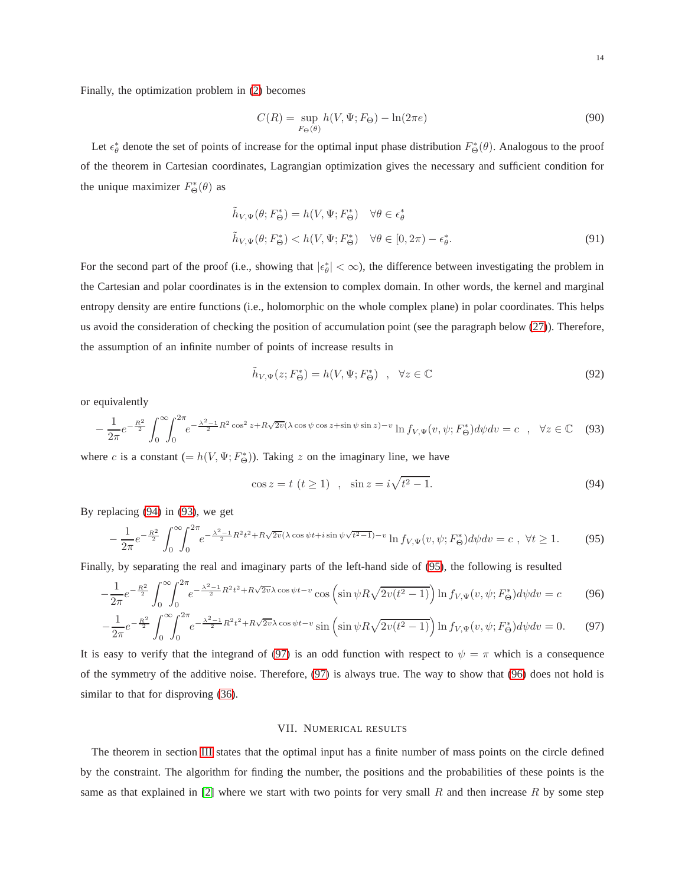Finally, the optimization problem in (2) becomes

$$C(R) = \sup_{F_\Theta(\theta)} h(V, \Psi; F_\Theta) - \ln(2\pi e) \tag{90}$$

Let $\epsilon_\theta^*$ denote the set of points of increase for the optimal input phase distribution $F_\Theta^*(\theta)$. Analogous to the proof of the theorem in Cartesian coordinates, Lagrangian optimization gives the necessary and sufficient condition for the unique maximizer $F_\Theta^*(\theta)$ as

$$\begin{aligned} \tilde{h}_{V,\Psi}(\theta; F_\Theta^*) &= h(V, \Psi; F_\Theta^*) \quad \forall \theta \in \epsilon_\theta^* \\ \tilde{h}_{V,\Psi}(\theta; F_\Theta^*) &< h(V, \Psi; F_\Theta^*) \quad \forall \theta \in [0, 2\pi) - \epsilon_\theta^*. \end{aligned} \tag{91}$$

For the second part of the proof (i.e., showing that $|\epsilon_\theta^*| < \infty$), the difference between investigating the problem in the Cartesian and polar coordinates is in the extension to complex domain. In other words, the kernel and marginal entropy density are entire functions (i.e., holomorphic on the whole complex plane) in polar coordinates. This helps us avoid the consideration of checking the position of accumulation point (see the paragraph below (27)). Therefore, the assumption of an infinite number of points of increase results in

$$\tilde{h}_{V,\Psi}(z; F_\Theta^*) = h(V, \Psi; F_\Theta^*) \quad , \quad \forall z \in \mathbb{C} \tag{92}$$

or equivalently

$$-\frac{1}{2\pi} e^{-\frac{R^2}{2}} \int_0^\infty \int_0^{2\pi} e^{-\frac{\lambda^2-1}{2} R^2 \cos^2 z + R\sqrt{2v}(\lambda \cos\psi \cos z + \sin\psi \sin z) - v} \ln f_{V,\Psi}(v, \psi; F_\Theta^*) d\psi dv = c \quad , \quad \forall z \in \mathbb{C} \tag{93}$$

where $c$ is a constant ($= h(V, \Psi; F_\Theta^*)$). Taking $z$ on the imaginary line, we have

$$\cos z = t \ (t \geq 1) \quad , \quad \sin z = i\sqrt{t^2 - 1}. \tag{94}$$

By replacing (94) in (93), we get

$$-\frac{1}{2\pi} e^{-\frac{R^2}{2}} \int_0^\infty \int_0^{2\pi} e^{-\frac{\lambda^2-1}{2} R^2 t^2 + R\sqrt{2v}(\lambda \cos\psi t + i \sin\psi \sqrt{t^2-1}) - v} \ln f_{V,\Psi}(v, \psi; F_\Theta^*) d\psi dv = c \ , \ \forall t \geq 1. \tag{95}$$

Finally, by separating the real and imaginary parts of the left-hand side of (95), the following is resulted

$$-\frac{1}{2\pi} e^{-\frac{R^2}{2}} \int_0^\infty \int_0^{2\pi} e^{-\frac{\lambda^2-1}{2} R^2 t^2 + R\sqrt{2v}\lambda \cos\psi t - v} \cos\left(\sin\psi R\sqrt{2v(t^2-1)}\right) \ln f_{V,\Psi}(v, \psi; F_\Theta^*) d\psi dv = c \tag{96}$$

$$-\frac{1}{2\pi} e^{-\frac{R^2}{2}} \int_0^\infty \int_0^{2\pi} e^{-\frac{\lambda^2-1}{2} R^2 t^2 + R\sqrt{2v}\lambda \cos\psi t - v} \sin\left(\sin\psi R\sqrt{2v(t^2-1)}\right) \ln f_{V,\Psi}(v, \psi; F_\Theta^*) d\psi dv = 0. \tag{97}$$

It is easy to verify that the integrand of (97) is an odd function with respect to $\psi = \pi$ which is a consequence of the symmetry of the additive noise. Therefore, (97) is always true. The way to show that (96) does not hold is similar to that for disproving (36).

## VII. Numerical results

The theorem in section III states that the optimal input has a finite number of mass points on the circle defined by the constraint. The algorithm for finding the number, the positions and the probabilities of these points is the same as that explained in [2] where we start with two points for very small $R$ and then increase $R$ by some step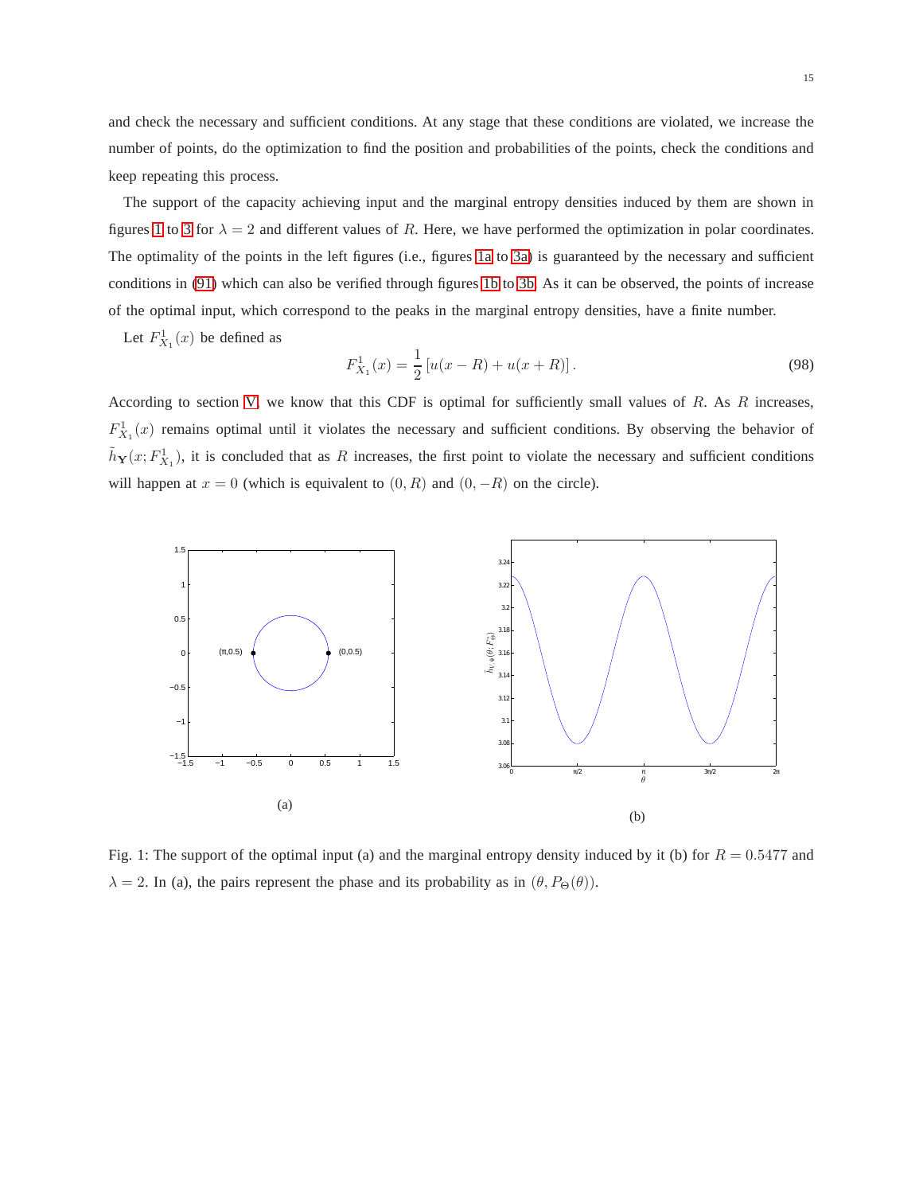and check the necessary and sufficient conditions. At any stage that these conditions are violated, we increase the number of points, do the optimization to find the position and probabilities of the points, check the conditions and keep repeating this process.

The support of the capacity achieving input and the marginal entropy densities induced by them are shown in figures 1 to 3 for $\lambda = 2$ and different values of $R$. Here, we have performed the optimization in polar coordinates. The optimality of the points in the left figures (i.e., figures 1a to 3a) is guaranteed by the necessary and sufficient conditions in (91) which can also be verified through figures 1b to 3b. As it can be observed, the points of increase of the optimal input, which correspond to the peaks in the marginal entropy densities, have a finite number.

Let $F^1_{X_1}(x)$ be defined as

$$F^1_{X_1}(x) = \frac{1}{2}\left[u(x-R) + u(x+R)\right]. \tag{98}$$

According to section V, we know that this CDF is optimal for sufficiently small values of $R$. As $R$ increases, $F^1_{X_1}(x)$ remains optimal until it violates the necessary and sufficient conditions. By observing the behavior of $\tilde{h}_{\mathbf{Y}}(x; F^1_{X_1})$, it is concluded that as $R$ increases, the first point to violate the necessary and sufficient conditions will happen at $x = 0$ (which is equivalent to $(0, R)$ and $(0, -R)$ on the circle).

1.5
1
0.5
0
−0.5
−1
−1.5
−1.5 −1 −0.5 0 0.5 1 1.5
(π,0.5)
(0,0.5)

(a)

3.24
3.22
3.2
3.18
3.16
3.14
3.12
3.1
3.08
3.06
0 π/2 π 3π/2 2π
$\theta$
$\tilde{h}_{V,\Phi}(\theta; F_\Theta^*)$

(b)

Fig. 1: The support of the optimal input (a) and the marginal entropy density induced by it (b) for $R = 0.5477$ and $\lambda = 2$. In (a), the pairs represent the phase and its probability as in $(\theta, P_\Theta(\theta))$.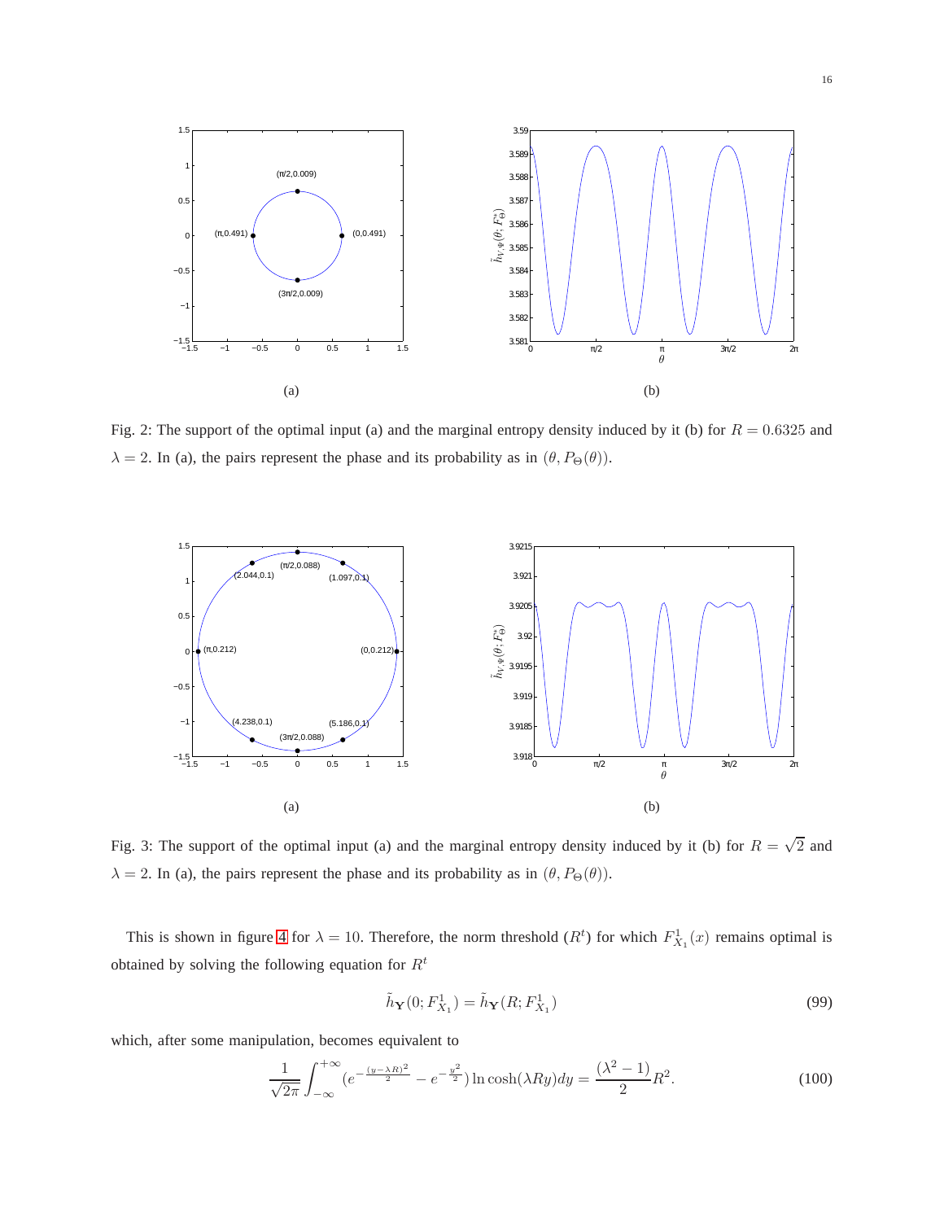(π/2,0.009)

(π,0.491)

(0,0.491)

(3π/2,0.009)

1.5
1
0.5
0
−0.5
−1
−1.5
−1.5 −1 −0.5 0 0.5 1 1.5

(a)

3.59
3.589
3.588
3.587
3.586
3.585
3.584
3.583
3.582
3.581

$\tilde{h}_{V;\Psi}(\theta;F^*_\Theta)$

0 π/2 π 3π/2 2π

$\theta$

(b)

Fig. 2: The support of the optimal input (a) and the marginal entropy density induced by it (b) for $R = 0.6325$ and $\lambda = 2$. In (a), the pairs represent the phase and its probability as in $(\theta, P_\Theta(\theta))$.

(π/2,0.088)

(2.044,0.1)

(1.097,0.1)

(π,0.212)

(0,0.212)

(4.238,0.1)

(5.186,0.1)

(3π/2,0.088)

1.5
1
0.5
0
−0.5
−1
−1.5
−1.5 −1 −0.5 0 0.5 1 1.5

(a)

3.9215
3.921
3.9205
3.92
3.9195
3.919
3.9185
3.918

$\tilde{h}_{V;\Psi}(\theta;F^*_\Theta)$

0 π/2 π 3π/2 2π

$\theta$

(b)

Fig. 3: The support of the optimal input (a) and the marginal entropy density induced by it (b) for $R = \sqrt{2}$ and $\lambda = 2$. In (a), the pairs represent the phase and its probability as in $(\theta, P_\Theta(\theta))$.

This is shown in figure 4 for $\lambda = 10$. Therefore, the norm threshold ($R^t$) for which $F^1_{X_1}(x)$ remains optimal is obtained by solving the following equation for $R^t$

$$\tilde{h}_{\mathbf{Y}}(0; F^1_{X_1}) = \tilde{h}_{\mathbf{Y}}(R; F^1_{X_1}) \tag{99}$$

which, after some manipulation, becomes equivalent to

$$\frac{1}{\sqrt{2\pi}} \int_{-\infty}^{+\infty} (e^{-\frac{(y-\lambda R)^2}{2}} - e^{-\frac{y^2}{2}}) \ln \cosh(\lambda R y) dy = \frac{(\lambda^2 - 1)}{2} R^2. \tag{100}$$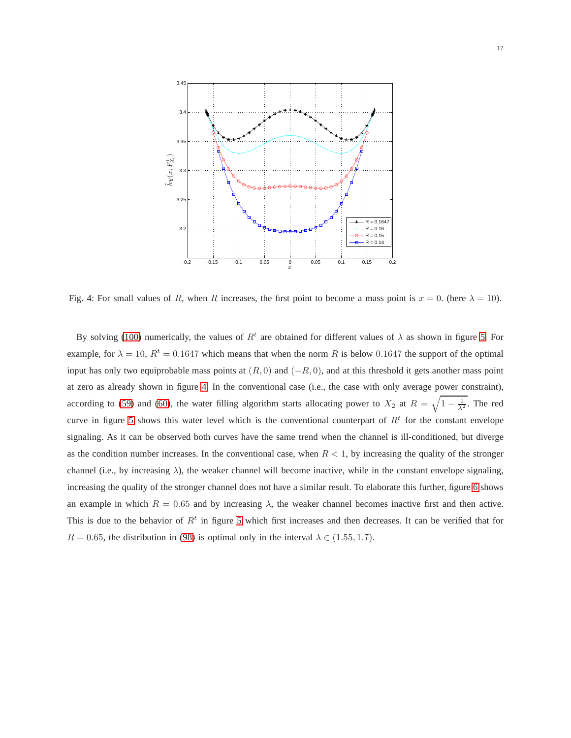3.45

3.4

3.35

3.3

3.25

3.2

$\tilde{h}_{\mathbf{Y}}(x; F^{\dagger}_{X_1})$

−0.2 −0.15 −0.1 −0.05 0 0.05 0.1 0.15 0.2

$x$

R = 0.1647
R = 0.16
R = 0.15
R = 0.14

Fig. 4: For small values of $R$, when $R$ increases, the first point to become a mass point is $x = 0$. (here $\lambda = 10$).

By solving (100) numerically, the values of $R^t$ are obtained for different values of $\lambda$ as shown in figure 5. For example, for $\lambda = 10$, $R^t = 0.1647$ which means that when the norm $R$ is below $0.1647$ the support of the optimal input has only two equiprobable mass points at $(R, 0)$ and $(-R, 0)$, and at this threshold it gets another mass point at zero as already shown in figure 4. In the conventional case (i.e., the case with only average power constraint), according to (59) and (60), the water filling algorithm starts allocating power to $X_2$ at $R = \sqrt{1 - \frac{1}{\lambda^2}}$. The red curve in figure 5 shows this water level which is the conventional counterpart of $R^t$ for the constant envelope signaling. As it can be observed both curves have the same trend when the channel is ill-conditioned, but diverge as the condition number increases. In the conventional case, when $R < 1$, by increasing the quality of the stronger channel (i.e., by increasing $\lambda$), the weaker channel will become inactive, while in the constant envelope signaling, increasing the quality of the stronger channel does not have a similar result. To elaborate this further, figure 6 shows an example in which $R = 0.65$ and by increasing $\lambda$, the weaker channel becomes inactive first and then active. This is due to the behavior of $R^t$ in figure 5 which first increases and then decreases. It can be verified that for $R = 0.65$, the distribution in (98) is optimal only in the interval $\lambda \in (1.55, 1.7)$.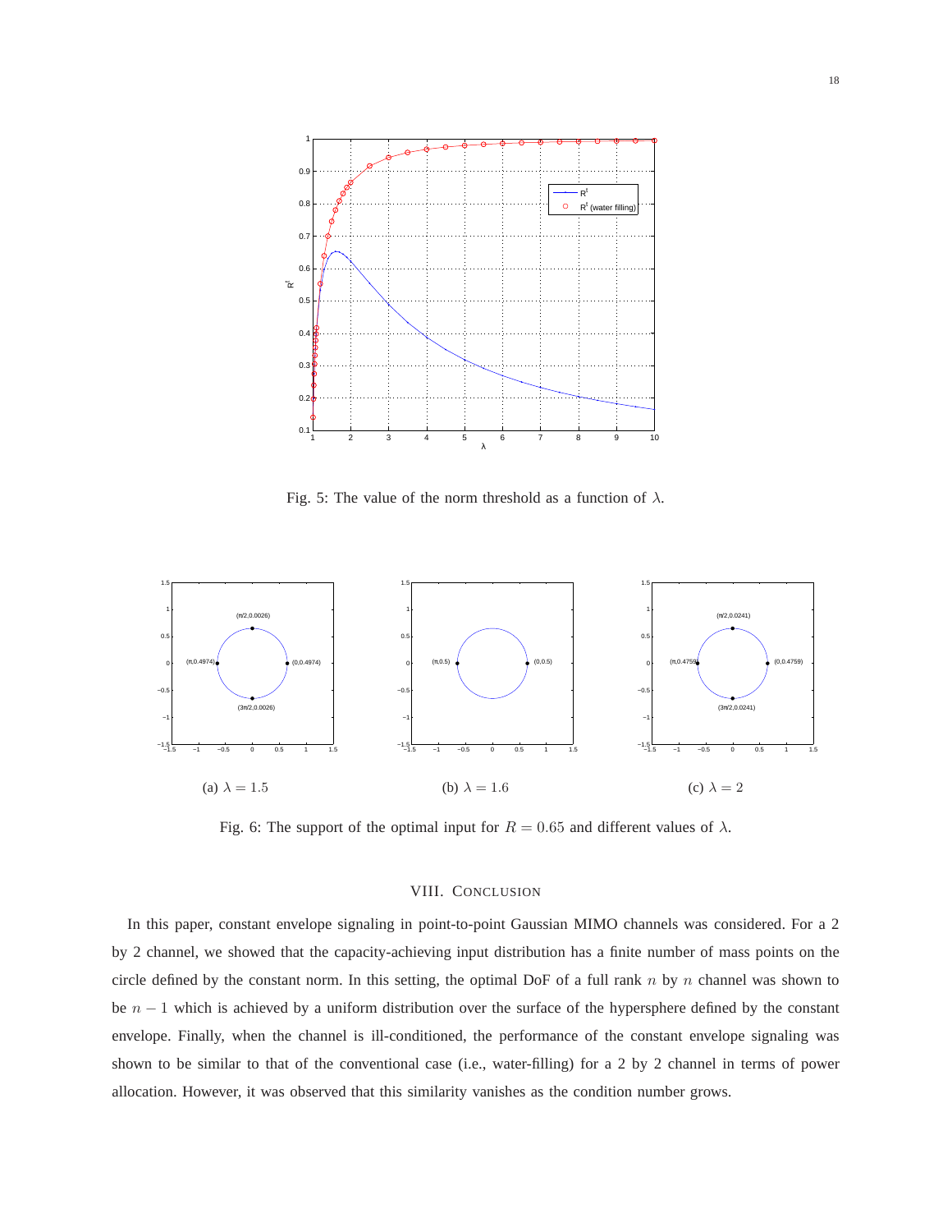$R^t$

$R^t$ (water filling)

$\lambda$

Fig. 5: The value of the norm threshold as a function of $\lambda$.

(π/2,0.0026)

(π,0.4974)

(0,0.4974)

(3π/2,0.0026)

(a) $\lambda = 1.5$

(π,0.5)

(0,0.5)

(b) $\lambda = 1.6$

(π/2,0.0241)

(π,0.4759)

(0,0.4759)

(3π/2,0.0241)

(c) $\lambda = 2$

Fig. 6: The support of the optimal input for $R = 0.65$ and different values of $\lambda$.

## VIII. Conclusion

In this paper, constant envelope signaling in point-to-point Gaussian MIMO channels was considered. For a 2 by 2 channel, we showed that the capacity-achieving input distribution has a finite number of mass points on the circle defined by the constant norm. In this setting, the optimal DoF of a full rank $n$ by $n$ channel was shown to be $n - 1$ which is achieved by a uniform distribution over the surface of the hypersphere defined by the constant envelope. Finally, when the channel is ill-conditioned, the performance of the constant envelope signaling was shown to be similar to that of the conventional case (i.e., water-filling) for a 2 by 2 channel in terms of power allocation. However, it was observed that this similarity vanishes as the condition number grows.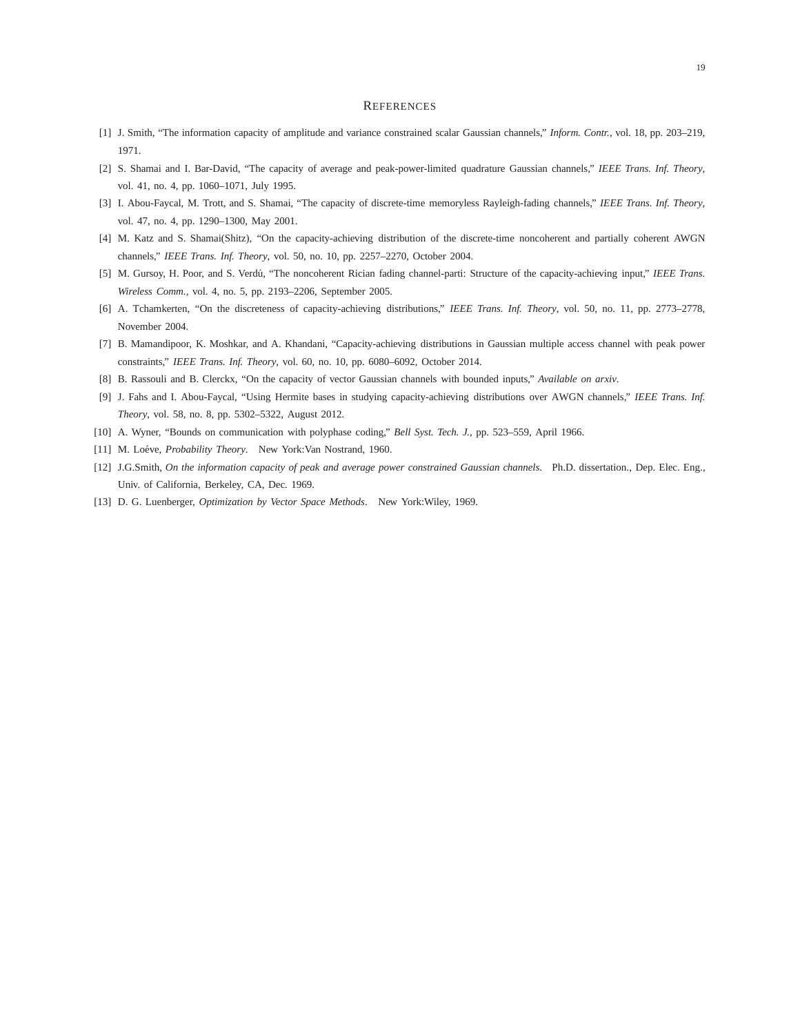## REFERENCES

[1] J. Smith, “The information capacity of amplitude and variance constrained scalar Gaussian channels,” *Inform. Contr.*, vol. 18, pp. 203–219, 1971.

[2] S. Shamai and I. Bar-David, “The capacity of average and peak-power-limited quadrature Gaussian channels,” *IEEE Trans. Inf. Theory*, vol. 41, no. 4, pp. 1060–1071, July 1995.

[3] I. Abou-Faycal, M. Trott, and S. Shamai, “The capacity of discrete-time memoryless Rayleigh-fading channels,” *IEEE Trans. Inf. Theory*, vol. 47, no. 4, pp. 1290–1300, May 2001.

[4] M. Katz and S. Shamai(Shitz), “On the capacity-achieving distribution of the discrete-time noncoherent and partially coherent AWGN channels,” *IEEE Trans. Inf. Theory*, vol. 50, no. 10, pp. 2257–2270, October 2004.

[5] M. Gursoy, H. Poor, and S. Verdú, “The noncoherent Rician fading channel-parti: Structure of the capacity-achieving input,” *IEEE Trans. Wireless Comm.*, vol. 4, no. 5, pp. 2193–2206, September 2005.

[6] A. Tchamkerten, “On the discreteness of capacity-achieving distributions,” *IEEE Trans. Inf. Theory*, vol. 50, no. 11, pp. 2773–2778, November 2004.

[7] B. Mamandipoor, K. Moshkar, and A. Khandani, “Capacity-achieving distributions in Gaussian multiple access channel with peak power constraints,” *IEEE Trans. Inf. Theory*, vol. 60, no. 10, pp. 6080–6092, October 2014.

[8] B. Rassouli and B. Clerckx, “On the capacity of vector Gaussian channels with bounded inputs,” *Available on arxiv*.

[9] J. Fahs and I. Abou-Faycal, “Using Hermite bases in studying capacity-achieving distributions over AWGN channels,” *IEEE Trans. Inf. Theory*, vol. 58, no. 8, pp. 5302–5322, August 2012.

[10] A. Wyner, “Bounds on communication with polyphase coding,” *Bell Syst. Tech. J.*, pp. 523–559, April 1966.

[11] M. Loéve, *Probability Theory*. New York:Van Nostrand, 1960.

[12] J.G.Smith, *On the information capacity of peak and average power constrained Gaussian channels*. Ph.D. dissertation., Dep. Elec. Eng., Univ. of California, Berkeley, CA, Dec. 1969.

[13] D. G. Luenberger, *Optimization by Vector Space Methods*. New York:Wiley, 1969.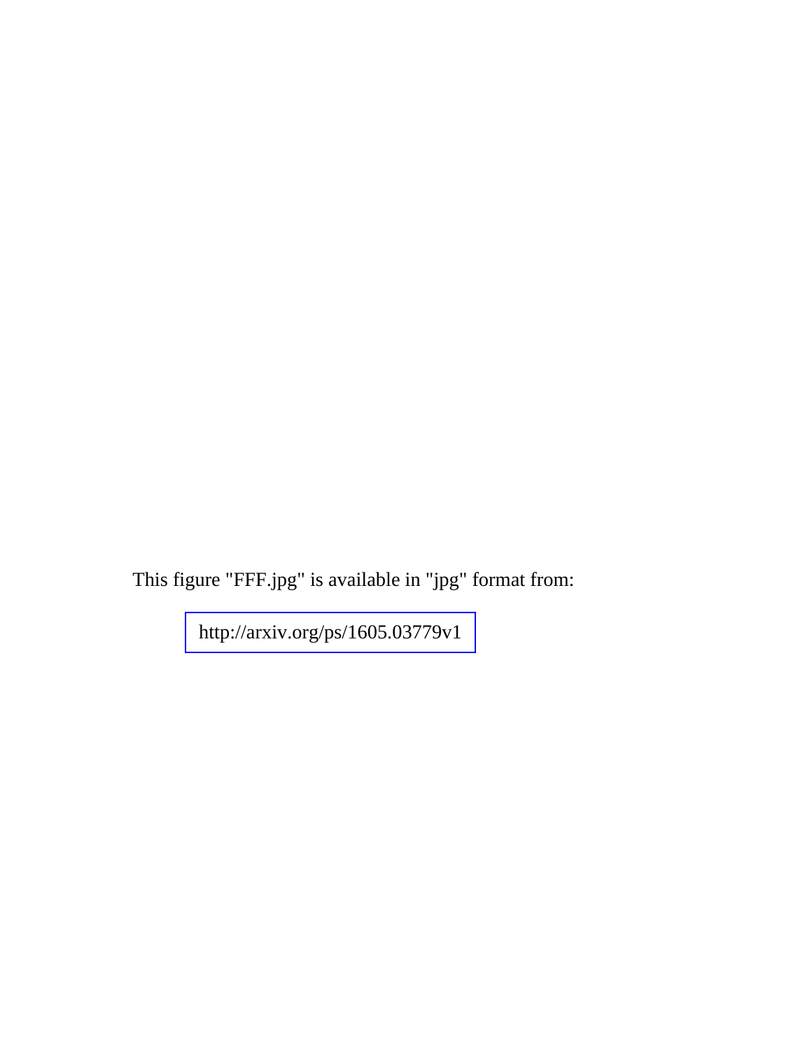This figure "FFF.jpg" is available in "jpg" format from:

http://arxiv.org/ps/1605.03779v1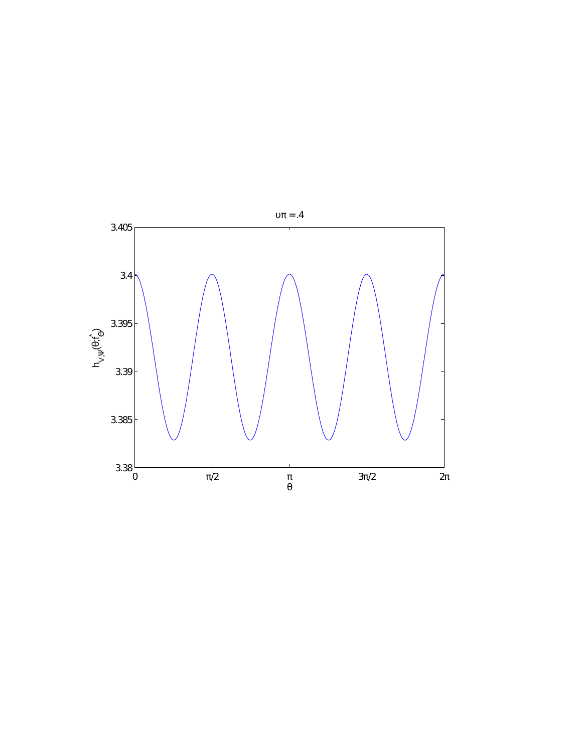$\upsilon\pi = .4$

3.405

3.4

3.395

3.39

3.385

3.38

$h_{V,\psi}(\theta; f^*_\Theta)$

0

π/2

π

3π/2

2π

θ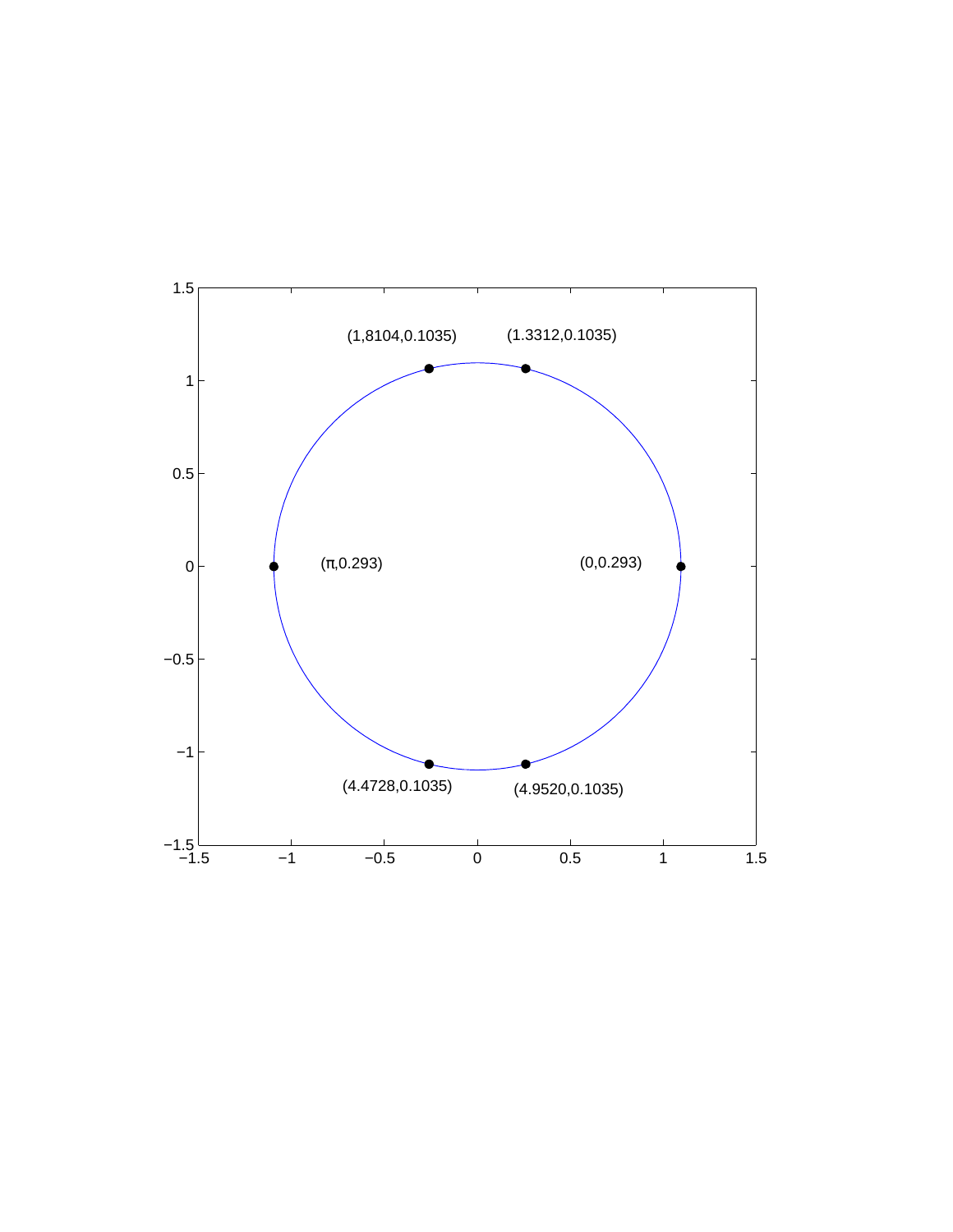(1,8104,0.1035)

(1.3312,0.1035)

(π,0.293)

(0,0.293)

(4.4728,0.1035)

(4.9520,0.1035)

1.5

1

0.5

0

−0.5

−1

−1.5

−1.5

−1

−0.5

0

0.5

1

1.5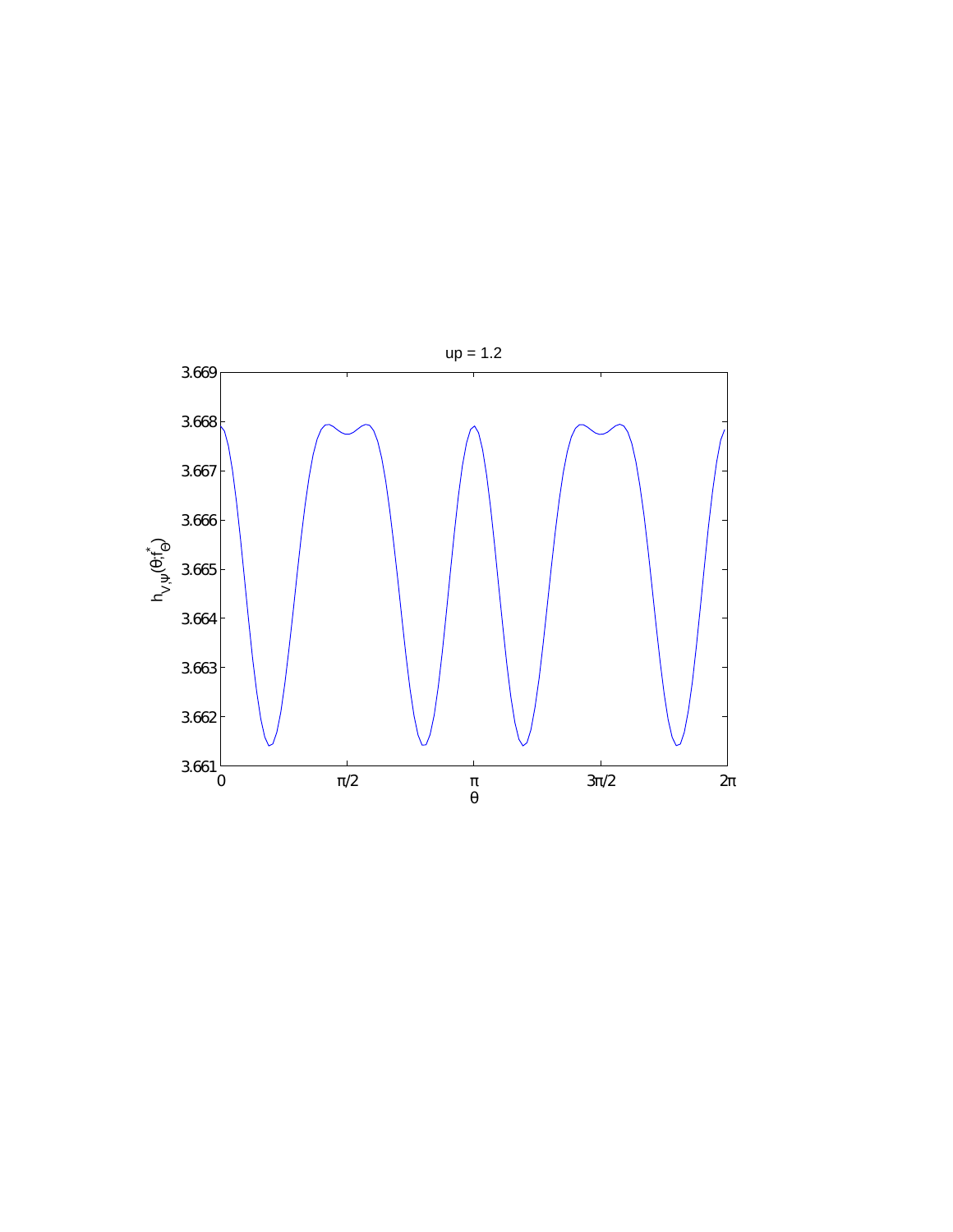up = 1.2

3.669
3.668
3.667
3.666
3.665
3.664
3.663
3.662
3.661

$h_{V,\psi}(\theta; f^*_\Theta)$

0
π/2
π
3π/2
2π

θ